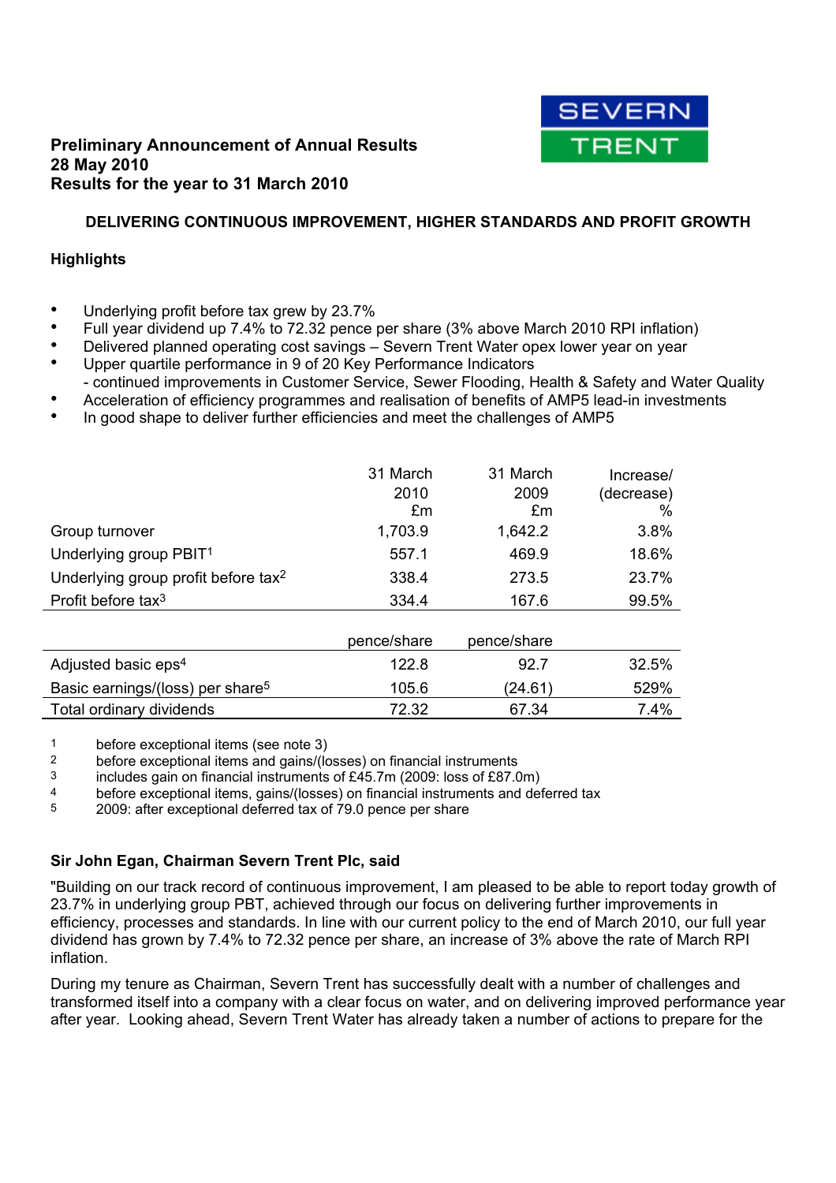**Preliminary Announcement of Annual Results**
**28 May 2010**
**Results for the year to 31 March 2010**

SEVERN TRENT

### DELIVERING CONTINUOUS IMPROVEMENT, HIGHER STANDARDS AND PROFIT GROWTH

**Highlights**

- Underlying profit before tax grew by 23.7%
- Full year dividend up 7.4% to 72.32 pence per share (3% above March 2010 RPI inflation)
- Delivered planned operating cost savings – Severn Trent Water opex lower year on year
- Upper quartile performance in 9 of 20 Key Performance Indicators
  - continued improvements in Customer Service, Sewer Flooding, Health & Safety and Water Quality
- Acceleration of efficiency programmes and realisation of benefits of AMP5 lead-in investments
- In good shape to deliver further efficiencies and meet the challenges of AMP5

| | 31 March 2010 £m | 31 March 2009 £m | Increase/ (decrease) % |
|---|---|---|---|
| Group turnover | 1,703.9 | 1,642.2 | 3.8% |
| Underlying group PBIT[1] | 557.1 | 469.9 | 18.6% |
| Underlying group profit before tax[2] | 338.4 | 273.5 | 23.7% |
| Profit before tax[3] | 334.4 | 167.6 | 99.5% |
| | pence/share | pence/share | |
| Adjusted basic eps[4] | 122.8 | 92.7 | 32.5% |
| Basic earnings/(loss) per share[5] | 105.6 | (24.61) | 529% |
| Total ordinary dividends | 72.32 | 67.34 | 7.4% |

1 before exceptional items (see note 3)
2 before exceptional items and gains/(losses) on financial instruments
3 includes gain on financial instruments of £45.7m (2009: loss of £87.0m)
4 before exceptional items, gains/(losses) on financial instruments and deferred tax
5 2009: after exceptional deferred tax of 79.0 pence per share

**Sir John Egan, Chairman Severn Trent Plc, said**

"Building on our track record of continuous improvement, I am pleased to be able to report today growth of 23.7% in underlying group PBT, achieved through our focus on delivering further improvements in efficiency, processes and standards. In line with our current policy to the end of March 2010, our full year dividend has grown by 7.4% to 72.32 pence per share, an increase of 3% above the rate of March RPI inflation.

During my tenure as Chairman, Severn Trent has successfully dealt with a number of challenges and transformed itself into a company with a clear focus on water, and on delivering improved performance year after year. Looking ahead, Severn Trent Water has already taken a number of actions to prepare for the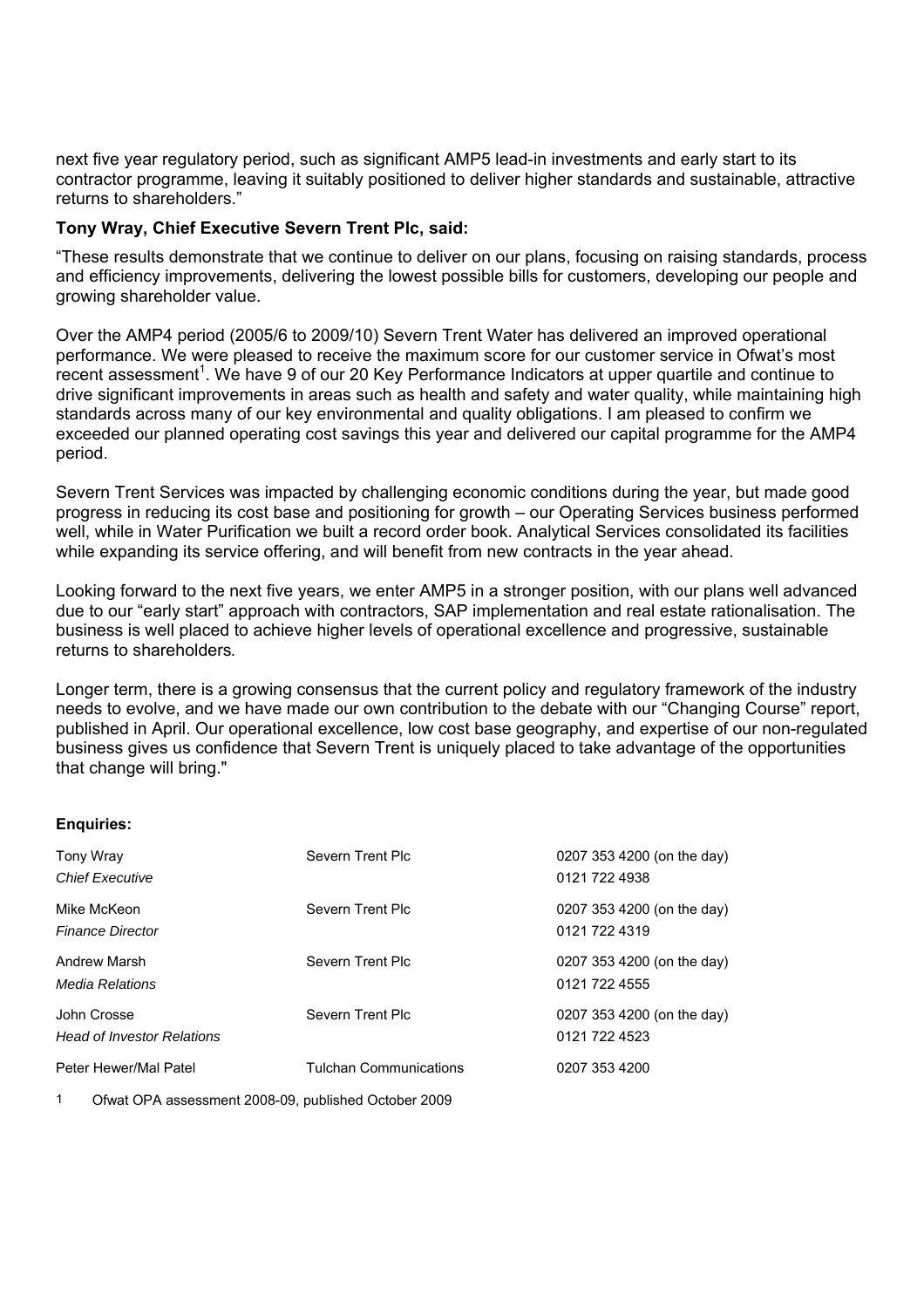next five year regulatory period, such as significant AMP5 lead-in investments and early start to its contractor programme, leaving it suitably positioned to deliver higher standards and sustainable, attractive returns to shareholders."

**Tony Wray, Chief Executive Severn Trent Plc, said:**

"These results demonstrate that we continue to deliver on our plans, focusing on raising standards, process and efficiency improvements, delivering the lowest possible bills for customers, developing our people and growing shareholder value.

Over the AMP4 period (2005/6 to 2009/10) Severn Trent Water has delivered an improved operational performance. We were pleased to receive the maximum score for our customer service in Ofwat's most recent assessment[1]. We have 9 of our 20 Key Performance Indicators at upper quartile and continue to drive significant improvements in areas such as health and safety and water quality, while maintaining high standards across many of our key environmental and quality obligations. I am pleased to confirm we exceeded our planned operating cost savings this year and delivered our capital programme for the AMP4 period.

Severn Trent Services was impacted by challenging economic conditions during the year, but made good progress in reducing its cost base and positioning for growth – our Operating Services business performed well, while in Water Purification we built a record order book. Analytical Services consolidated its facilities while expanding its service offering, and will benefit from new contracts in the year ahead.

Looking forward to the next five years, we enter AMP5 in a stronger position, with our plans well advanced due to our "early start" approach with contractors, SAP implementation and real estate rationalisation. The business is well placed to achieve higher levels of operational excellence and progressive, sustainable returns to shareholders*.*

Longer term, there is a growing consensus that the current policy and regulatory framework of the industry needs to evolve, and we have made our own contribution to the debate with our "Changing Course" report, published in April. Our operational excellence, low cost base geography, and expertise of our non-regulated business gives us confidence that Severn Trent is uniquely placed to take advantage of the opportunities that change will bring."

**Enquiries:**

| | | |
|---|---|---|
| Tony Wray<br>*Chief Executive* | Severn Trent Plc | 0207 353 4200 (on the day)<br>0121 722 4938 |
| Mike McKeon<br>*Finance Director* | Severn Trent Plc | 0207 353 4200 (on the day)<br>0121 722 4319 |
| Andrew Marsh<br>*Media Relations* | Severn Trent Plc | 0207 353 4200 (on the day)<br>0121 722 4555 |
| John Crosse<br>*Head of Investor Relations* | Severn Trent Plc | 0207 353 4200 (on the day)<br>0121 722 4523 |
| Peter Hewer/Mal Patel | Tulchan Communications | 0207 353 4200 |

1 Ofwat OPA assessment 2008-09, published October 2009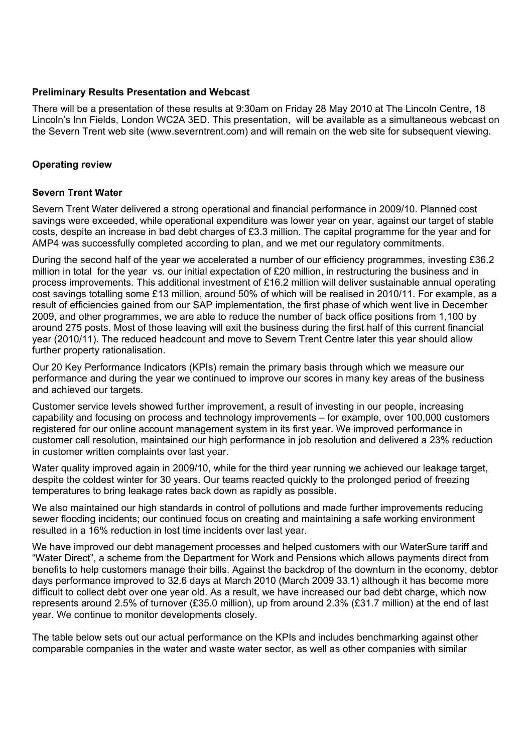**Preliminary Results Presentation and Webcast**

There will be a presentation of these results at 9:30am on Friday 28 May 2010 at The Lincoln Centre, 18 Lincoln's Inn Fields, London WC2A 3ED. This presentation, will be available as a simultaneous webcast on the Severn Trent web site (www.severntrent.com) and will remain on the web site for subsequent viewing.

**Operating review**

**Severn Trent Water**

Severn Trent Water delivered a strong operational and financial performance in 2009/10. Planned cost savings were exceeded, while operational expenditure was lower year on year, against our target of stable costs, despite an increase in bad debt charges of £3.3 million. The capital programme for the year and for AMP4 was successfully completed according to plan, and we met our regulatory commitments.

During the second half of the year we accelerated a number of our efficiency programmes, investing £36.2 million in total for the year vs. our initial expectation of £20 million, in restructuring the business and in process improvements. This additional investment of £16.2 million will deliver sustainable annual operating cost savings totalling some £13 million, around 50% of which will be realised in 2010/11. For example, as a result of efficiencies gained from our SAP implementation, the first phase of which went live in December 2009, and other programmes, we are able to reduce the number of back office positions from 1,100 by around 275 posts. Most of those leaving will exit the business during the first half of this current financial year (2010/11). The reduced headcount and move to Severn Trent Centre later this year should allow further property rationalisation.

Our 20 Key Performance Indicators (KPIs) remain the primary basis through which we measure our performance and during the year we continued to improve our scores in many key areas of the business and achieved our targets.

Customer service levels showed further improvement, a result of investing in our people, increasing capability and focusing on process and technology improvements – for example, over 100,000 customers registered for our online account management system in its first year. We improved performance in customer call resolution, maintained our high performance in job resolution and delivered a 23% reduction in customer written complaints over last year.

Water quality improved again in 2009/10, while for the third year running we achieved our leakage target, despite the coldest winter for 30 years. Our teams reacted quickly to the prolonged period of freezing temperatures to bring leakage rates back down as rapidly as possible.

We also maintained our high standards in control of pollutions and made further improvements reducing sewer flooding incidents; our continued focus on creating and maintaining a safe working environment resulted in a 16% reduction in lost time incidents over last year.

We have improved our debt management processes and helped customers with our WaterSure tariff and "Water Direct", a scheme from the Department for Work and Pensions which allows payments direct from benefits to help customers manage their bills. Against the backdrop of the downturn in the economy, debtor days performance improved to 32.6 days at March 2010 (March 2009 33.1) although it has become more difficult to collect debt over one year old. As a result, we have increased our bad debt charge, which now represents around 2.5% of turnover (£35.0 million), up from around 2.3% (£31.7 million) at the end of last year. We continue to monitor developments closely.

The table below sets out our actual performance on the KPIs and includes benchmarking against other comparable companies in the water and waste water sector, as well as other companies with similar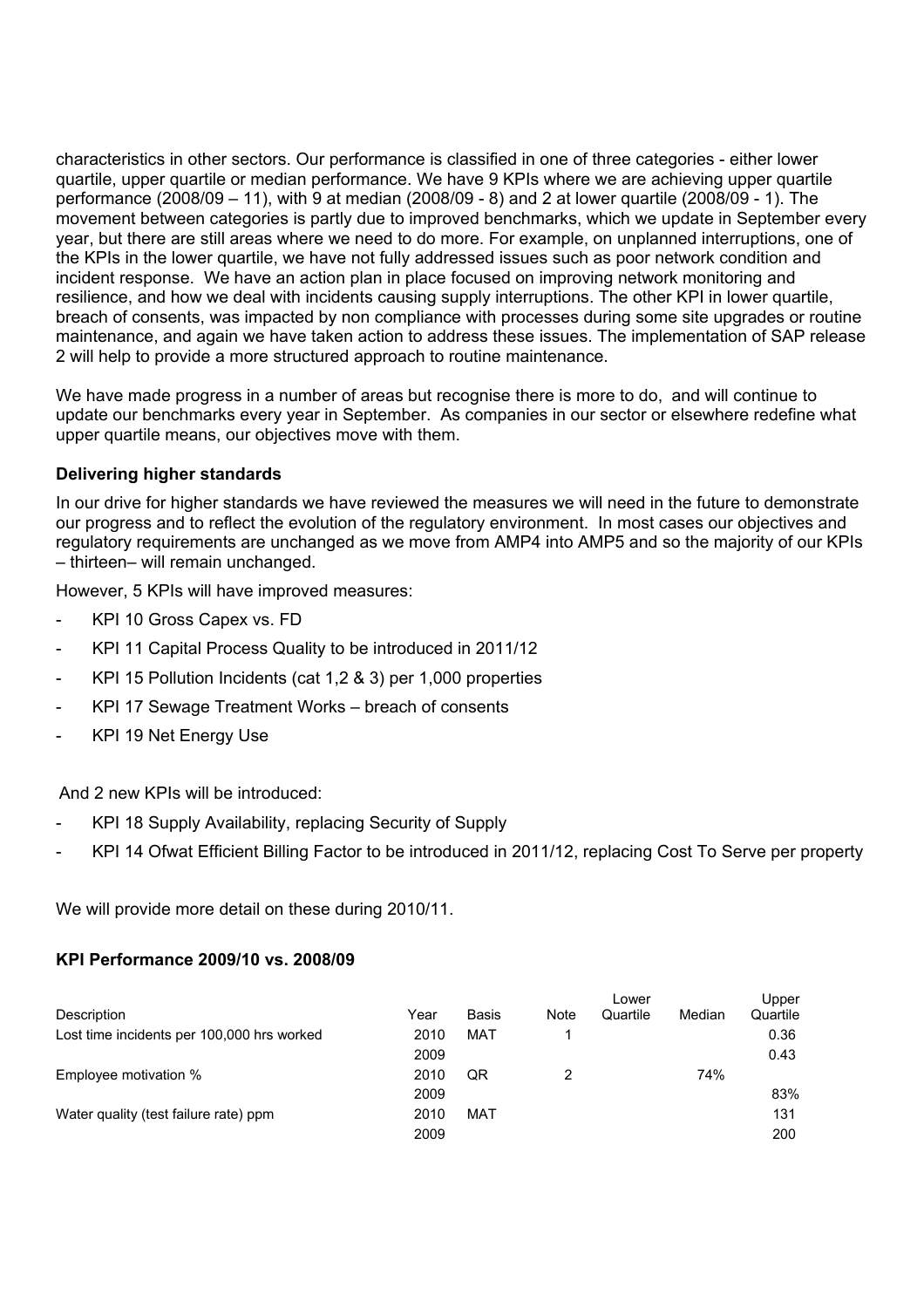characteristics in other sectors. Our performance is classified in one of three categories - either lower quartile, upper quartile or median performance. We have 9 KPIs where we are achieving upper quartile performance (2008/09 – 11), with 9 at median (2008/09 - 8) and 2 at lower quartile (2008/09 - 1). The movement between categories is partly due to improved benchmarks, which we update in September every year, but there are still areas where we need to do more. For example, on unplanned interruptions, one of the KPIs in the lower quartile, we have not fully addressed issues such as poor network condition and incident response. We have an action plan in place focused on improving network monitoring and resilience, and how we deal with incidents causing supply interruptions. The other KPI in lower quartile, breach of consents, was impacted by non compliance with processes during some site upgrades or routine maintenance, and again we have taken action to address these issues. The implementation of SAP release 2 will help to provide a more structured approach to routine maintenance.

We have made progress in a number of areas but recognise there is more to do, and will continue to update our benchmarks every year in September. As companies in our sector or elsewhere redefine what upper quartile means, our objectives move with them.

**Delivering higher standards**

In our drive for higher standards we have reviewed the measures we will need in the future to demonstrate our progress and to reflect the evolution of the regulatory environment. In most cases our objectives and regulatory requirements are unchanged as we move from AMP4 into AMP5 and so the majority of our KPIs – thirteen– will remain unchanged.

However, 5 KPIs will have improved measures:

- KPI 10 Gross Capex vs. FD
- KPI 11 Capital Process Quality to be introduced in 2011/12
- KPI 15 Pollution Incidents (cat 1,2 & 3) per 1,000 properties
- KPI 17 Sewage Treatment Works – breach of consents
- KPI 19 Net Energy Use

And 2 new KPIs will be introduced:

- KPI 18 Supply Availability, replacing Security of Supply
- KPI 14 Ofwat Efficient Billing Factor to be introduced in 2011/12, replacing Cost To Serve per property

We will provide more detail on these during 2010/11.

**KPI Performance 2009/10 vs. 2008/09**

| Description | Year | Basis | Note | Lower Quartile | Median | Upper Quartile |
|---|---|---|---|---|---|---|
| Lost time incidents per 100,000 hrs worked | 2010 | MAT | 1 | | | 0.36 |
| | 2009 | | | | | 0.43 |
| Employee motivation % | 2010 | QR | 2 | | 74% | |
| | 2009 | | | | | 83% |
| Water quality (test failure rate) ppm | 2010 | MAT | | | | 131 |
| | 2009 | | | | | 200 |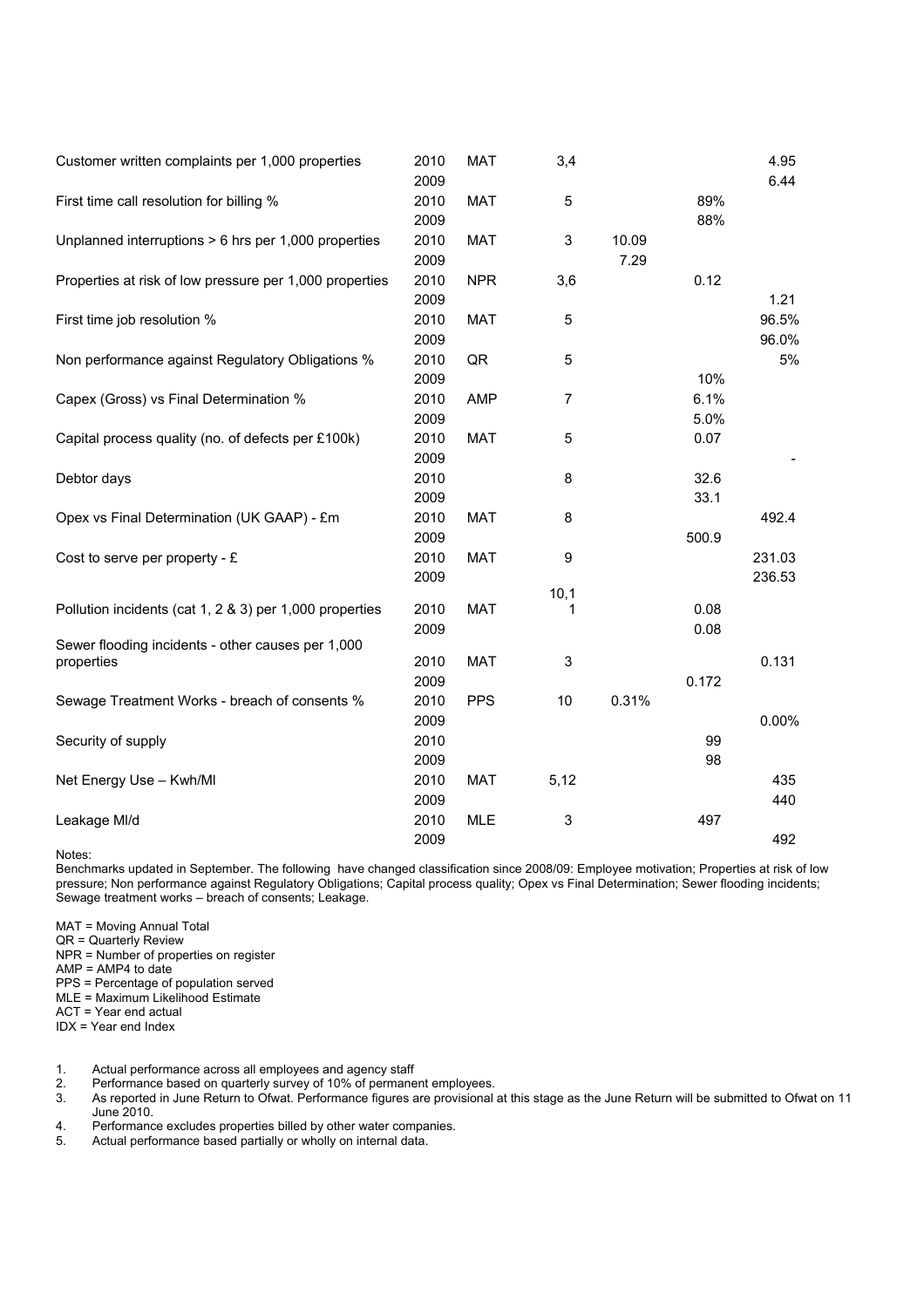| Measure | Year | Basis | Notes | | | |
|---|---|---|---|---|---|---|
| Customer written complaints per 1,000 properties | 2010 | MAT | 3,4 | | | 4.95 |
| | 2009 | | | | | 6.44 |
| First time call resolution for billing % | 2010 | MAT | 5 | | 89% | |
| | 2009 | | | | 88% | |
| Unplanned interruptions > 6 hrs per 1,000 properties | 2010 | MAT | 3 | 10.09 | | |
| | 2009 | | | 7.29 | | |
| Properties at risk of low pressure per 1,000 properties | 2010 | NPR | 3,6 | | 0.12 | |
| | 2009 | | | | | 1.21 |
| First time job resolution % | 2010 | MAT | 5 | | | 96.5% |
| | 2009 | | | | | 96.0% |
| Non performance against Regulatory Obligations % | 2010 | QR | 5 | | | 5% |
| | 2009 | | | | 10% | |
| Capex (Gross) vs Final Determination % | 2010 | AMP | 7 | | 6.1% | |
| | 2009 | | | | 5.0% | |
| Capital process quality (no. of defects per £100k) | 2010 | MAT | 5 | | 0.07 | |
| | 2009 | | | | | - |
| Debtor days | 2010 | | 8 | | 32.6 | |
| | 2009 | | | | 33.1 | |
| Opex vs Final Determination (UK GAAP) - £m | 2010 | MAT | 8 | | | 492.4 |
| | 2009 | | | | 500.9 | |
| Cost to serve per property - £ | 2010 | MAT | 9 | | | 231.03 |
| | 2009 | | | | | 236.53 |
| Pollution incidents (cat 1, 2 & 3) per 1,000 properties | 2010 | MAT | 10,11 | | 0.08 | |
| | 2009 | | | | 0.08 | |
| Sewer flooding incidents - other causes per 1,000 properties | 2010 | MAT | 3 | | | 0.131 |
| | 2009 | | | | 0.172 | |
| Sewage Treatment Works - breach of consents % | 2010 | PPS | 10 | 0.31% | | |
| | 2009 | | | | | 0.00% |
| Security of supply | 2010 | | | | 99 | |
| | 2009 | | | | 98 | |
| Net Energy Use – Kwh/Ml | 2010 | MAT | 5,12 | | | 435 |
| | 2009 | | | | | 440 |
| Leakage Ml/d | 2010 | MLE | 3 | | 497 | |
| | 2009 | | | | | 492 |

Notes:

Benchmarks updated in September. The following have changed classification since 2008/09: Employee motivation; Properties at risk of low pressure; Non performance against Regulatory Obligations; Capital process quality; Opex vs Final Determination; Sewer flooding incidents; Sewage treatment works – breach of consents; Leakage.

MAT = Moving Annual Total
QR = Quarterly Review
NPR = Number of properties on register
AMP = AMP4 to date
PPS = Percentage of population served
MLE = Maximum Likelihood Estimate
ACT = Year end actual
IDX = Year end Index

1. Actual performance across all employees and agency staff
2. Performance based on quarterly survey of 10% of permanent employees.
3. As reported in June Return to Ofwat. Performance figures are provisional at this stage as the June Return will be submitted to Ofwat on 11 June 2010.
4. Performance excludes properties billed by other water companies.
5. Actual performance based partially or wholly on internal data.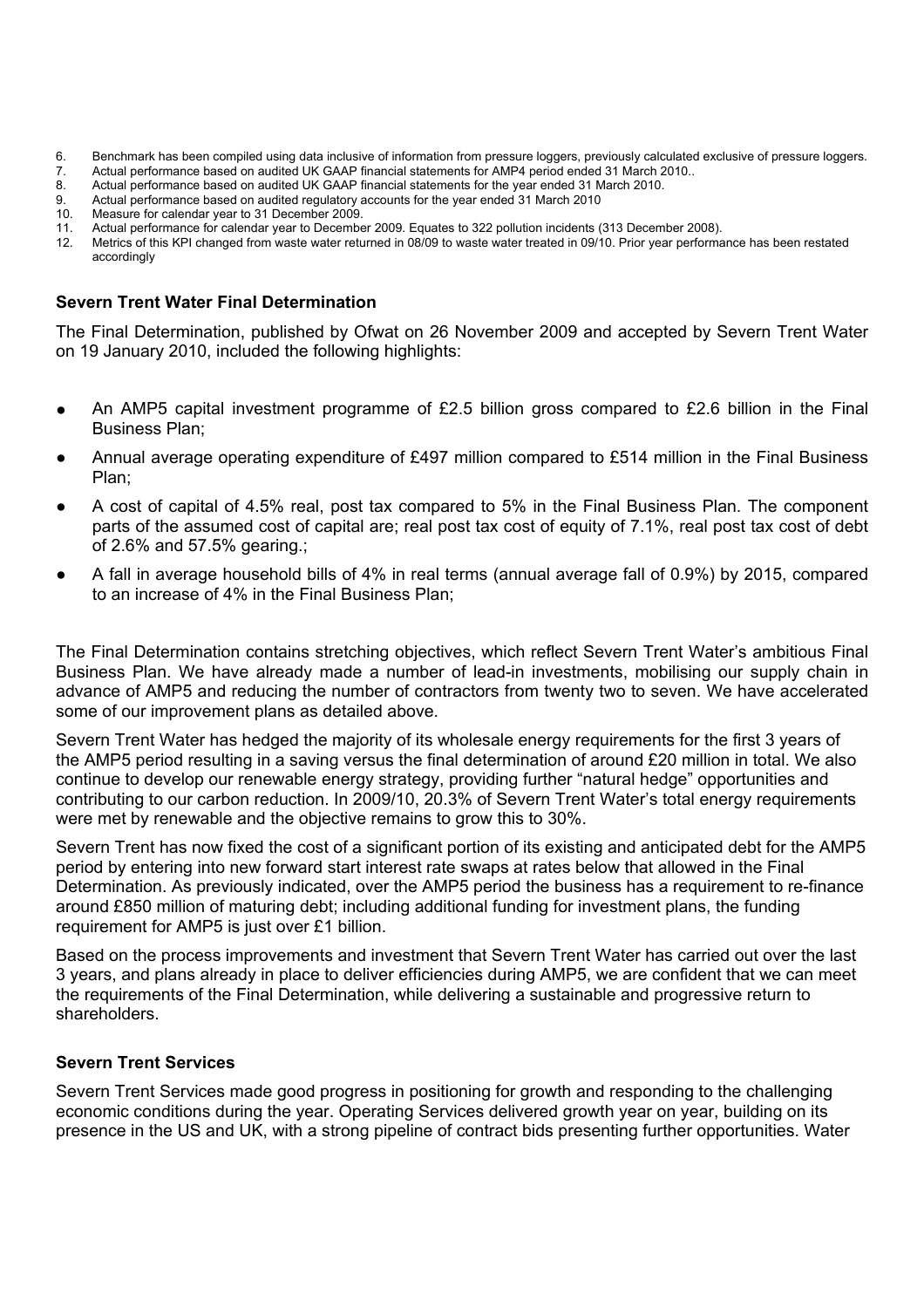6. Benchmark has been compiled using data inclusive of information from pressure loggers, previously calculated exclusive of pressure loggers.
7. Actual performance based on audited UK GAAP financial statements for AMP4 period ended 31 March 2010..
8. Actual performance based on audited UK GAAP financial statements for the year ended 31 March 2010.
9. Actual performance based on audited regulatory accounts for the year ended 31 March 2010
10. Measure for calendar year to 31 December 2009.
11. Actual performance for calendar year to December 2009. Equates to 322 pollution incidents (313 December 2008).
12. Metrics of this KPI changed from waste water returned in 08/09 to waste water treated in 09/10. Prior year performance has been restated accordingly

### Severn Trent Water Final Determination

The Final Determination, published by Ofwat on 26 November 2009 and accepted by Severn Trent Water on 19 January 2010, included the following highlights:

- An AMP5 capital investment programme of £2.5 billion gross compared to £2.6 billion in the Final Business Plan;
- Annual average operating expenditure of £497 million compared to £514 million in the Final Business Plan;
- A cost of capital of 4.5% real, post tax compared to 5% in the Final Business Plan. The component parts of the assumed cost of capital are; real post tax cost of equity of 7.1%, real post tax cost of debt of 2.6% and 57.5% gearing.;
- A fall in average household bills of 4% in real terms (annual average fall of 0.9%) by 2015, compared to an increase of 4% in the Final Business Plan;

The Final Determination contains stretching objectives, which reflect Severn Trent Water's ambitious Final Business Plan. We have already made a number of lead-in investments, mobilising our supply chain in advance of AMP5 and reducing the number of contractors from twenty two to seven. We have accelerated some of our improvement plans as detailed above.

Severn Trent Water has hedged the majority of its wholesale energy requirements for the first 3 years of the AMP5 period resulting in a saving versus the final determination of around £20 million in total. We also continue to develop our renewable energy strategy, providing further "natural hedge" opportunities and contributing to our carbon reduction. In 2009/10, 20.3% of Severn Trent Water's total energy requirements were met by renewable and the objective remains to grow this to 30%.

Severn Trent has now fixed the cost of a significant portion of its existing and anticipated debt for the AMP5 period by entering into new forward start interest rate swaps at rates below that allowed in the Final Determination. As previously indicated, over the AMP5 period the business has a requirement to re-finance around £850 million of maturing debt; including additional funding for investment plans, the funding requirement for AMP5 is just over £1 billion.

Based on the process improvements and investment that Severn Trent Water has carried out over the last 3 years, and plans already in place to deliver efficiencies during AMP5, we are confident that we can meet the requirements of the Final Determination, while delivering a sustainable and progressive return to shareholders.

### Severn Trent Services

Severn Trent Services made good progress in positioning for growth and responding to the challenging economic conditions during the year. Operating Services delivered growth year on year, building on its presence in the US and UK, with a strong pipeline of contract bids presenting further opportunities. Water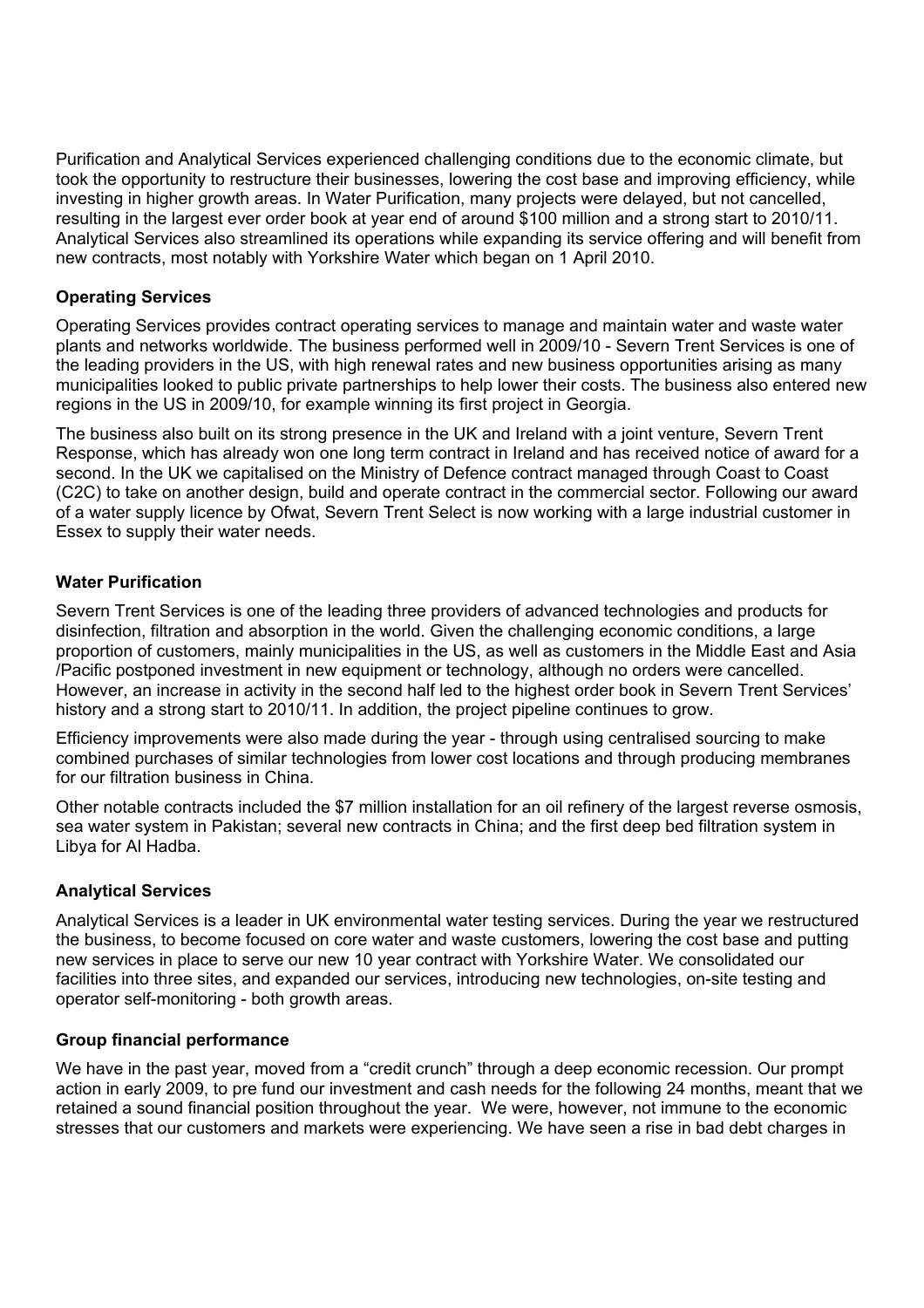Purification and Analytical Services experienced challenging conditions due to the economic climate, but took the opportunity to restructure their businesses, lowering the cost base and improving efficiency, while investing in higher growth areas. In Water Purification, many projects were delayed, but not cancelled, resulting in the largest ever order book at year end of around $100 million and a strong start to 2010/11. Analytical Services also streamlined its operations while expanding its service offering and will benefit from new contracts, most notably with Yorkshire Water which began on 1 April 2010.

**Operating Services**

Operating Services provides contract operating services to manage and maintain water and waste water plants and networks worldwide. The business performed well in 2009/10 - Severn Trent Services is one of the leading providers in the US, with high renewal rates and new business opportunities arising as many municipalities looked to public private partnerships to help lower their costs. The business also entered new regions in the US in 2009/10, for example winning its first project in Georgia.

The business also built on its strong presence in the UK and Ireland with a joint venture, Severn Trent Response, which has already won one long term contract in Ireland and has received notice of award for a second. In the UK we capitalised on the Ministry of Defence contract managed through Coast to Coast (C2C) to take on another design, build and operate contract in the commercial sector. Following our award of a water supply licence by Ofwat, Severn Trent Select is now working with a large industrial customer in Essex to supply their water needs.

**Water Purification**

Severn Trent Services is one of the leading three providers of advanced technologies and products for disinfection, filtration and absorption in the world. Given the challenging economic conditions, a large proportion of customers, mainly municipalities in the US, as well as customers in the Middle East and Asia /Pacific postponed investment in new equipment or technology, although no orders were cancelled. However, an increase in activity in the second half led to the highest order book in Severn Trent Services' history and a strong start to 2010/11. In addition, the project pipeline continues to grow.

Efficiency improvements were also made during the year - through using centralised sourcing to make combined purchases of similar technologies from lower cost locations and through producing membranes for our filtration business in China.

Other notable contracts included the $7 million installation for an oil refinery of the largest reverse osmosis, sea water system in Pakistan; several new contracts in China; and the first deep bed filtration system in Libya for Al Hadba.

**Analytical Services**

Analytical Services is a leader in UK environmental water testing services. During the year we restructured the business, to become focused on core water and waste customers, lowering the cost base and putting new services in place to serve our new 10 year contract with Yorkshire Water. We consolidated our facilities into three sites, and expanded our services, introducing new technologies, on-site testing and operator self-monitoring - both growth areas.

**Group financial performance**

We have in the past year, moved from a "credit crunch" through a deep economic recession. Our prompt action in early 2009, to pre fund our investment and cash needs for the following 24 months, meant that we retained a sound financial position throughout the year. We were, however, not immune to the economic stresses that our customers and markets were experiencing. We have seen a rise in bad debt charges in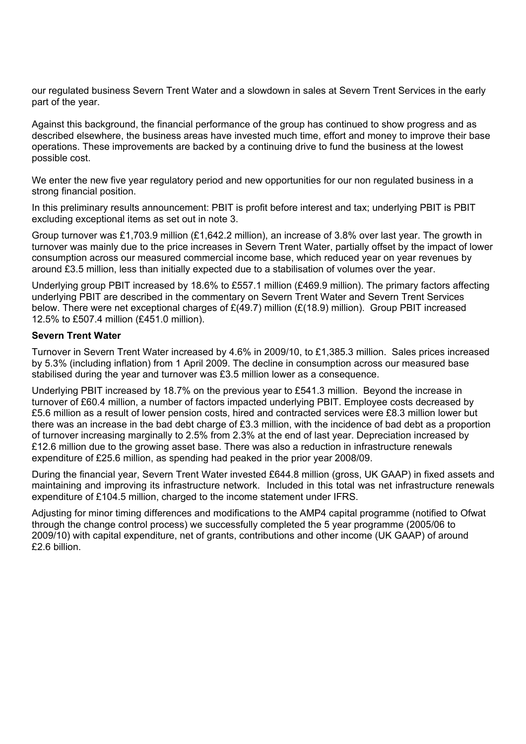our regulated business Severn Trent Water and a slowdown in sales at Severn Trent Services in the early part of the year.

Against this background, the financial performance of the group has continued to show progress and as described elsewhere, the business areas have invested much time, effort and money to improve their base operations. These improvements are backed by a continuing drive to fund the business at the lowest possible cost.

We enter the new five year regulatory period and new opportunities for our non regulated business in a strong financial position.

In this preliminary results announcement: PBIT is profit before interest and tax; underlying PBIT is PBIT excluding exceptional items as set out in note 3.

Group turnover was £1,703.9 million (£1,642.2 million), an increase of 3.8% over last year. The growth in turnover was mainly due to the price increases in Severn Trent Water, partially offset by the impact of lower consumption across our measured commercial income base, which reduced year on year revenues by around £3.5 million, less than initially expected due to a stabilisation of volumes over the year.

Underlying group PBIT increased by 18.6% to £557.1 million (£469.9 million). The primary factors affecting underlying PBIT are described in the commentary on Severn Trent Water and Severn Trent Services below. There were net exceptional charges of £(49.7) million (£(18.9) million). Group PBIT increased 12.5% to £507.4 million (£451.0 million).

**Severn Trent Water**

Turnover in Severn Trent Water increased by 4.6% in 2009/10, to £1,385.3 million. Sales prices increased by 5.3% (including inflation) from 1 April 2009. The decline in consumption across our measured base stabilised during the year and turnover was £3.5 million lower as a consequence.

Underlying PBIT increased by 18.7% on the previous year to £541.3 million. Beyond the increase in turnover of £60.4 million, a number of factors impacted underlying PBIT. Employee costs decreased by £5.6 million as a result of lower pension costs, hired and contracted services were £8.3 million lower but there was an increase in the bad debt charge of £3.3 million, with the incidence of bad debt as a proportion of turnover increasing marginally to 2.5% from 2.3% at the end of last year. Depreciation increased by £12.6 million due to the growing asset base. There was also a reduction in infrastructure renewals expenditure of £25.6 million, as spending had peaked in the prior year 2008/09.

During the financial year, Severn Trent Water invested £644.8 million (gross, UK GAAP) in fixed assets and maintaining and improving its infrastructure network. Included in this total was net infrastructure renewals expenditure of £104.5 million, charged to the income statement under IFRS.

Adjusting for minor timing differences and modifications to the AMP4 capital programme (notified to Ofwat through the change control process) we successfully completed the 5 year programme (2005/06 to 2009/10) with capital expenditure, net of grants, contributions and other income (UK GAAP) of around £2.6 billion.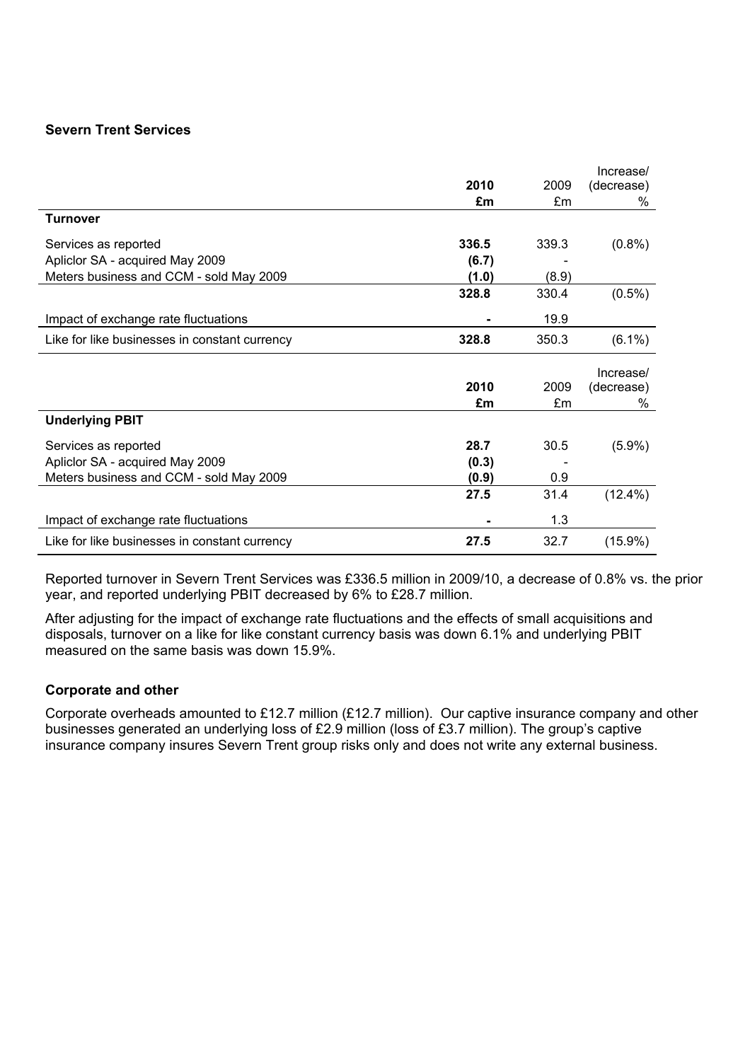### Severn Trent Services

|  | **2010** | 2009 | Increase/ (decrease) |
|---|---|---|---|
|  | **£m** | £m | % |
| **Turnover** |  |  |  |
| Services as reported | **336.5** | 339.3 | (0.8%) |
| Apliclor SA - acquired May 2009 | **(6.7)** | - |  |
| Meters business and CCM - sold May 2009 | **(1.0)** | (8.9) |  |
|  | **328.8** | 330.4 | (0.5%) |
| Impact of exchange rate fluctuations | **-** | 19.9 |  |
| Like for like businesses in constant currency | **328.8** | 350.3 | (6.1%) |

|  | **2010** | 2009 | Increase/ (decrease) |
|---|---|---|---|
|  | **£m** | £m | % |
| **Underlying PBIT** |  |  |  |
| Services as reported | **28.7** | 30.5 | (5.9%) |
| Apliclor SA - acquired May 2009 | **(0.3)** | - |  |
| Meters business and CCM - sold May 2009 | **(0.9)** | 0.9 |  |
|  | **27.5** | 31.4 | (12.4%) |
| Impact of exchange rate fluctuations | **-** | 1.3 |  |
| Like for like businesses in constant currency | **27.5** | 32.7 | (15.9%) |

Reported turnover in Severn Trent Services was £336.5 million in 2009/10, a decrease of 0.8% vs. the prior year, and reported underlying PBIT decreased by 6% to £28.7 million.

After adjusting for the impact of exchange rate fluctuations and the effects of small acquisitions and disposals, turnover on a like for like constant currency basis was down 6.1% and underlying PBIT measured on the same basis was down 15.9%.

### Corporate and other

Corporate overheads amounted to £12.7 million (£12.7 million). Our captive insurance company and other businesses generated an underlying loss of £2.9 million (loss of £3.7 million). The group's captive insurance company insures Severn Trent group risks only and does not write any external business.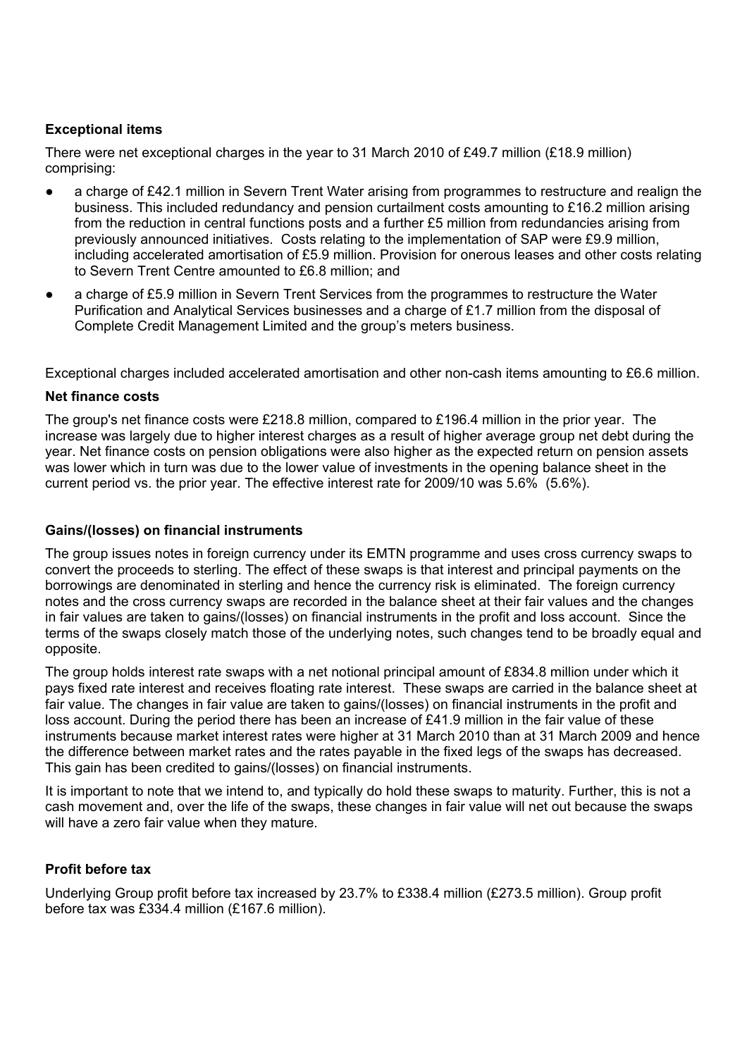### Exceptional items

There were net exceptional charges in the year to 31 March 2010 of £49.7 million (£18.9 million) comprising:

- a charge of £42.1 million in Severn Trent Water arising from programmes to restructure and realign the business. This included redundancy and pension curtailment costs amounting to £16.2 million arising from the reduction in central functions posts and a further £5 million from redundancies arising from previously announced initiatives. Costs relating to the implementation of SAP were £9.9 million, including accelerated amortisation of £5.9 million. Provision for onerous leases and other costs relating to Severn Trent Centre amounted to £6.8 million; and
- a charge of £5.9 million in Severn Trent Services from the programmes to restructure the Water Purification and Analytical Services businesses and a charge of £1.7 million from the disposal of Complete Credit Management Limited and the group's meters business.

Exceptional charges included accelerated amortisation and other non-cash items amounting to £6.6 million.

### Net finance costs

The group's net finance costs were £218.8 million, compared to £196.4 million in the prior year. The increase was largely due to higher interest charges as a result of higher average group net debt during the year. Net finance costs on pension obligations were also higher as the expected return on pension assets was lower which in turn was due to the lower value of investments in the opening balance sheet in the current period vs. the prior year. The effective interest rate for 2009/10 was 5.6% (5.6%).

### Gains/(losses) on financial instruments

The group issues notes in foreign currency under its EMTN programme and uses cross currency swaps to convert the proceeds to sterling. The effect of these swaps is that interest and principal payments on the borrowings are denominated in sterling and hence the currency risk is eliminated. The foreign currency notes and the cross currency swaps are recorded in the balance sheet at their fair values and the changes in fair values are taken to gains/(losses) on financial instruments in the profit and loss account. Since the terms of the swaps closely match those of the underlying notes, such changes tend to be broadly equal and opposite.

The group holds interest rate swaps with a net notional principal amount of £834.8 million under which it pays fixed rate interest and receives floating rate interest. These swaps are carried in the balance sheet at fair value. The changes in fair value are taken to gains/(losses) on financial instruments in the profit and loss account. During the period there has been an increase of £41.9 million in the fair value of these instruments because market interest rates were higher at 31 March 2010 than at 31 March 2009 and hence the difference between market rates and the rates payable in the fixed legs of the swaps has decreased. This gain has been credited to gains/(losses) on financial instruments.

It is important to note that we intend to, and typically do hold these swaps to maturity. Further, this is not a cash movement and, over the life of the swaps, these changes in fair value will net out because the swaps will have a zero fair value when they mature.

### Profit before tax

Underlying Group profit before tax increased by 23.7% to £338.4 million (£273.5 million). Group profit before tax was £334.4 million (£167.6 million).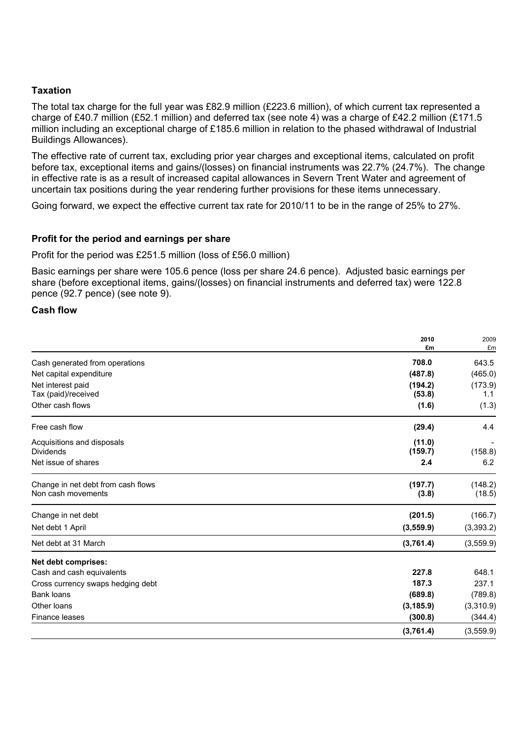**Taxation**

The total tax charge for the full year was £82.9 million (£223.6 million), of which current tax represented a charge of £40.7 million (£52.1 million) and deferred tax (see note 4) was a charge of £42.2 million (£171.5 million including an exceptional charge of £185.6 million in relation to the phased withdrawal of Industrial Buildings Allowances).

The effective rate of current tax, excluding prior year charges and exceptional items, calculated on profit before tax, exceptional items and gains/(losses) on financial instruments was 22.7% (24.7%). The change in effective rate is as a result of increased capital allowances in Severn Trent Water and agreement of uncertain tax positions during the year rendering further provisions for these items unnecessary.

Going forward, we expect the effective current tax rate for 2010/11 to be in the range of 25% to 27%.

**Profit for the period and earnings per share**

Profit for the period was £251.5 million (loss of £56.0 million)

Basic earnings per share were 105.6 pence (loss per share 24.6 pence). Adjusted basic earnings per share (before exceptional items, gains/(losses) on financial instruments and deferred tax) were 122.8 pence (92.7 pence) (see note 9).

**Cash flow**

| | **2010 £m** | 2009 £m |
|---|---|---|
| Cash generated from operations | **708.0** | 643.5 |
| Net capital expenditure | **(487.8)** | (465.0) |
| Net interest paid | **(194.2)** | (173.9) |
| Tax (paid)/received | **(53.8)** | 1.1 |
| Other cash flows | **(1.6)** | (1.3) |
| Free cash flow | **(29.4)** | 4.4 |
| Acquisitions and disposals | **(11.0)** | - |
| Dividends | **(159.7)** | (158.8) |
| Net issue of shares | **2.4** | 6.2 |
| Change in net debt from cash flows | **(197.7)** | (148.2) |
| Non cash movements | **(3.8)** | (18.5) |
| Change in net debt | **(201.5)** | (166.7) |
| Net debt 1 April | **(3,559.9)** | (3,393.2) |
| Net debt at 31 March | **(3,761.4)** | (3,559.9) |
| **Net debt comprises:** | | |
| Cash and cash equivalents | **227.8** | 648.1 |
| Cross currency swaps hedging debt | **187.3** | 237.1 |
| Bank loans | **(689.8)** | (789.8) |
| Other loans | **(3,185.9)** | (3,310.9) |
| Finance leases | **(300.8)** | (344.4) |
| | **(3,761.4)** | (3,559.9) |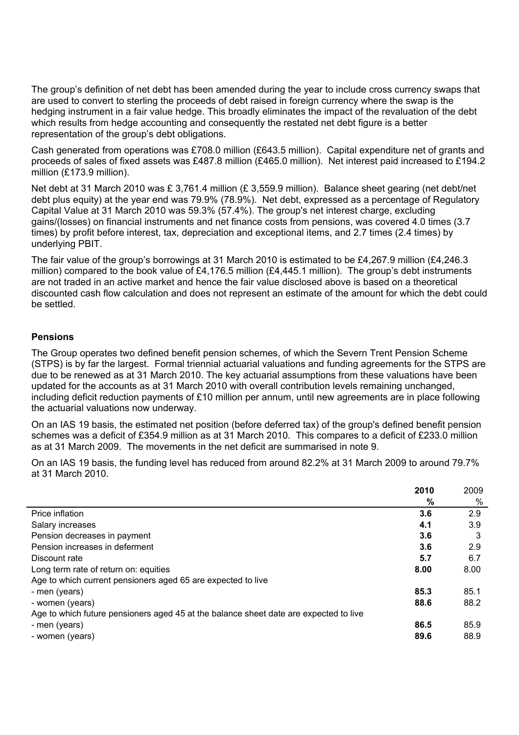The group's definition of net debt has been amended during the year to include cross currency swaps that are used to convert to sterling the proceeds of debt raised in foreign currency where the swap is the hedging instrument in a fair value hedge. This broadly eliminates the impact of the revaluation of the debt which results from hedge accounting and consequently the restated net debt figure is a better representation of the group's debt obligations.

Cash generated from operations was £708.0 million (£643.5 million). Capital expenditure net of grants and proceeds of sales of fixed assets was £487.8 million (£465.0 million). Net interest paid increased to £194.2 million (£173.9 million).

Net debt at 31 March 2010 was £ 3,761.4 million (£ 3,559.9 million). Balance sheet gearing (net debt/net debt plus equity) at the year end was 79.9% (78.9%). Net debt, expressed as a percentage of Regulatory Capital Value at 31 March 2010 was 59.3% (57.4%). The group's net interest charge, excluding gains/(losses) on financial instruments and net finance costs from pensions, was covered 4.0 times (3.7 times) by profit before interest, tax, depreciation and exceptional items, and 2.7 times (2.4 times) by underlying PBIT.

The fair value of the group's borrowings at 31 March 2010 is estimated to be £4,267.9 million (£4,246.3 million) compared to the book value of £4,176.5 million (£4,445.1 million). The group's debt instruments are not traded in an active market and hence the fair value disclosed above is based on a theoretical discounted cash flow calculation and does not represent an estimate of the amount for which the debt could be settled.

**Pensions**

The Group operates two defined benefit pension schemes, of which the Severn Trent Pension Scheme (STPS) is by far the largest. Formal triennial actuarial valuations and funding agreements for the STPS are due to be renewed as at 31 March 2010. The key actuarial assumptions from these valuations have been updated for the accounts as at 31 March 2010 with overall contribution levels remaining unchanged, including deficit reduction payments of £10 million per annum, until new agreements are in place following the actuarial valuations now underway.

On an IAS 19 basis, the estimated net position (before deferred tax) of the group's defined benefit pension schemes was a deficit of £354.9 million as at 31 March 2010. This compares to a deficit of £233.0 million as at 31 March 2009. The movements in the net deficit are summarised in note 9.

On an IAS 19 basis, the funding level has reduced from around 82.2% at 31 March 2009 to around 79.7% at 31 March 2010.

| | **2010** | 2009 |
|---|---|---|
| | **%** | % |
| Price inflation | **3.6** | 2.9 |
| Salary increases | **4.1** | 3.9 |
| Pension decreases in payment | **3.6** | 3 |
| Pension increases in deferment | **3.6** | 2.9 |
| Discount rate | **5.7** | 6.7 |
| Long term rate of return on: equities | **8.00** | 8.00 |
| Age to which current pensioners aged 65 are expected to live | | |
| - men (years) | **85.3** | 85.1 |
| - women (years) | **88.6** | 88.2 |
| Age to which future pensioners aged 45 at the balance sheet date are expected to live | | |
| - men (years) | **86.5** | 85.9 |
| - women (years) | **89.6** | 88.9 |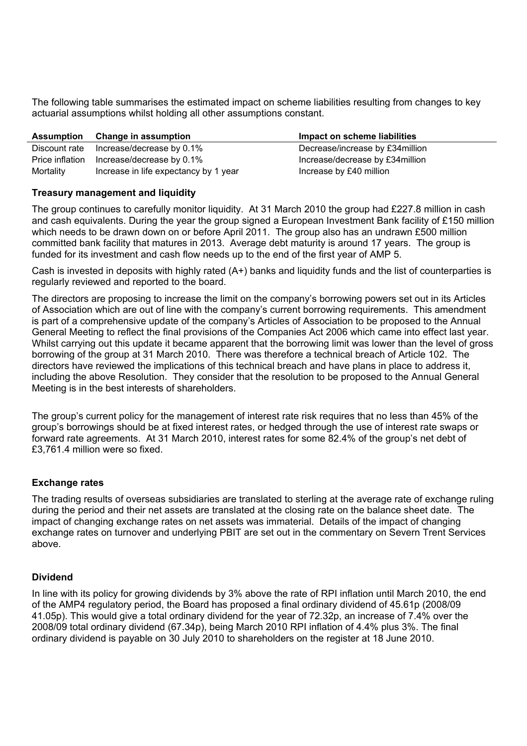The following table summarises the estimated impact on scheme liabilities resulting from changes to key actuarial assumptions whilst holding all other assumptions constant.

| Assumption | Change in assumption | Impact on scheme liabilities |
|---|---|---|
| Discount rate | Increase/decrease by 0.1% | Decrease/increase by £34million |
| Price inflation | Increase/decrease by 0.1% | Increase/decrease by £34million |
| Mortality | Increase in life expectancy by 1 year | Increase by £40 million |

**Treasury management and liquidity**

The group continues to carefully monitor liquidity. At 31 March 2010 the group had £227.8 million in cash and cash equivalents. During the year the group signed a European Investment Bank facility of £150 million which needs to be drawn down on or before April 2011. The group also has an undrawn £500 million committed bank facility that matures in 2013. Average debt maturity is around 17 years. The group is funded for its investment and cash flow needs up to the end of the first year of AMP 5.

Cash is invested in deposits with highly rated (A+) banks and liquidity funds and the list of counterparties is regularly reviewed and reported to the board.

The directors are proposing to increase the limit on the company's borrowing powers set out in its Articles of Association which are out of line with the company's current borrowing requirements. This amendment is part of a comprehensive update of the company's Articles of Association to be proposed to the Annual General Meeting to reflect the final provisions of the Companies Act 2006 which came into effect last year. Whilst carrying out this update it became apparent that the borrowing limit was lower than the level of gross borrowing of the group at 31 March 2010. There was therefore a technical breach of Article 102. The directors have reviewed the implications of this technical breach and have plans in place to address it, including the above Resolution. They consider that the resolution to be proposed to the Annual General Meeting is in the best interests of shareholders.

The group's current policy for the management of interest rate risk requires that no less than 45% of the group's borrowings should be at fixed interest rates, or hedged through the use of interest rate swaps or forward rate agreements. At 31 March 2010, interest rates for some 82.4% of the group's net debt of £3,761.4 million were so fixed.

**Exchange rates**

The trading results of overseas subsidiaries are translated to sterling at the average rate of exchange ruling during the period and their net assets are translated at the closing rate on the balance sheet date. The impact of changing exchange rates on net assets was immaterial. Details of the impact of changing exchange rates on turnover and underlying PBIT are set out in the commentary on Severn Trent Services above.

**Dividend**

In line with its policy for growing dividends by 3% above the rate of RPI inflation until March 2010, the end of the AMP4 regulatory period, the Board has proposed a final ordinary dividend of 45.61p (2008/09 41.05p). This would give a total ordinary dividend for the year of 72.32p, an increase of 7.4% over the 2008/09 total ordinary dividend (67.34p), being March 2010 RPI inflation of 4.4% plus 3%. The final ordinary dividend is payable on 30 July 2010 to shareholders on the register at 18 June 2010.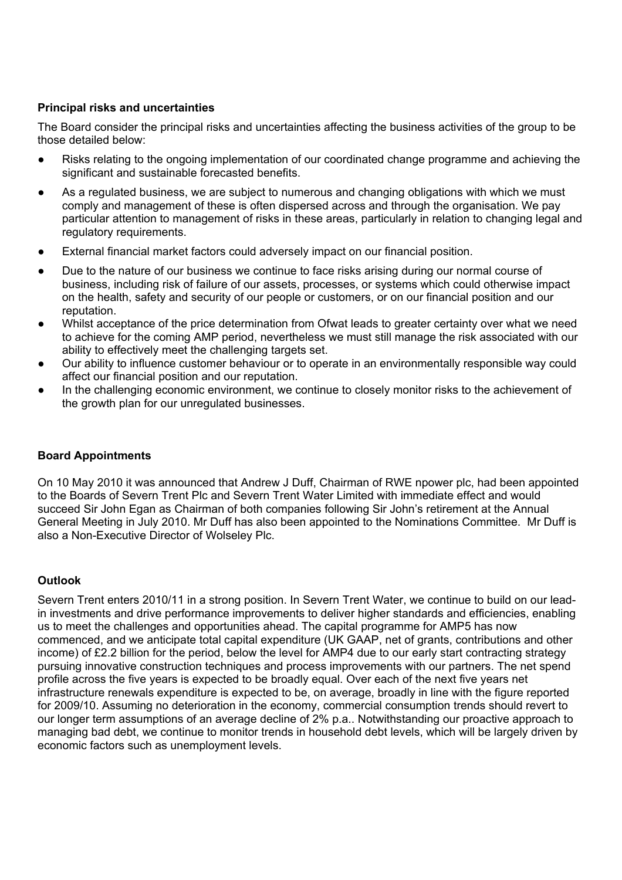**Principal risks and uncertainties**

The Board consider the principal risks and uncertainties affecting the business activities of the group to be those detailed below:

- Risks relating to the ongoing implementation of our coordinated change programme and achieving the significant and sustainable forecasted benefits.
- As a regulated business, we are subject to numerous and changing obligations with which we must comply and management of these is often dispersed across and through the organisation. We pay particular attention to management of risks in these areas, particularly in relation to changing legal and regulatory requirements.
- External financial market factors could adversely impact on our financial position.
- Due to the nature of our business we continue to face risks arising during our normal course of business, including risk of failure of our assets, processes, or systems which could otherwise impact on the health, safety and security of our people or customers, or on our financial position and our reputation.
- Whilst acceptance of the price determination from Ofwat leads to greater certainty over what we need to achieve for the coming AMP period, nevertheless we must still manage the risk associated with our ability to effectively meet the challenging targets set.
- Our ability to influence customer behaviour or to operate in an environmentally responsible way could affect our financial position and our reputation.
- In the challenging economic environment, we continue to closely monitor risks to the achievement of the growth plan for our unregulated businesses.

**Board Appointments**

On 10 May 2010 it was announced that Andrew J Duff, Chairman of RWE npower plc, had been appointed to the Boards of Severn Trent Plc and Severn Trent Water Limited with immediate effect and would succeed Sir John Egan as Chairman of both companies following Sir John's retirement at the Annual General Meeting in July 2010. Mr Duff has also been appointed to the Nominations Committee. Mr Duff is also a Non-Executive Director of Wolseley Plc.

**Outlook**

Severn Trent enters 2010/11 in a strong position. In Severn Trent Water, we continue to build on our lead-in investments and drive performance improvements to deliver higher standards and efficiencies, enabling us to meet the challenges and opportunities ahead. The capital programme for AMP5 has now commenced, and we anticipate total capital expenditure (UK GAAP, net of grants, contributions and other income) of £2.2 billion for the period, below the level for AMP4 due to our early start contracting strategy pursuing innovative construction techniques and process improvements with our partners. The net spend profile across the five years is expected to be broadly equal. Over each of the next five years net infrastructure renewals expenditure is expected to be, on average, broadly in line with the figure reported for 2009/10. Assuming no deterioration in the economy, commercial consumption trends should revert to our longer term assumptions of an average decline of 2% p.a.. Notwithstanding our proactive approach to managing bad debt, we continue to monitor trends in household debt levels, which will be largely driven by economic factors such as unemployment levels.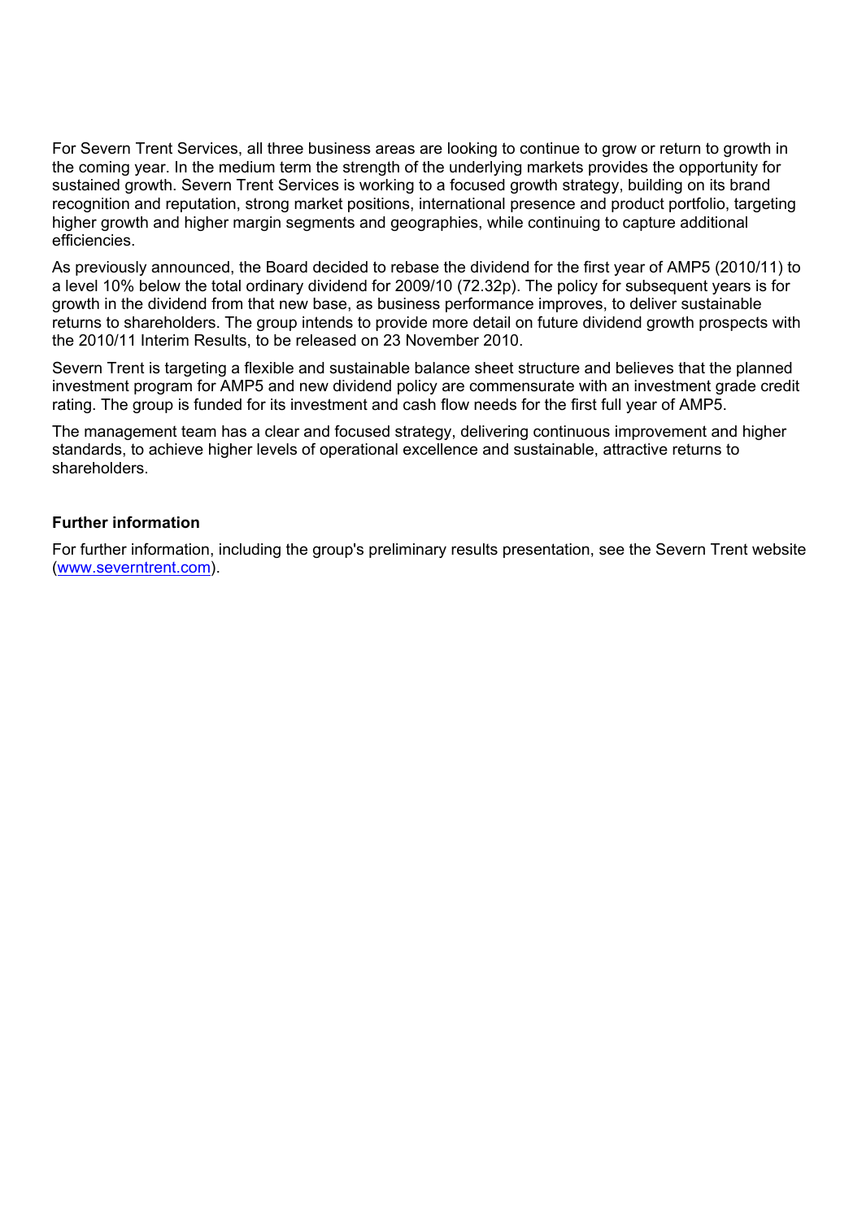For Severn Trent Services, all three business areas are looking to continue to grow or return to growth in the coming year. In the medium term the strength of the underlying markets provides the opportunity for sustained growth. Severn Trent Services is working to a focused growth strategy, building on its brand recognition and reputation, strong market positions, international presence and product portfolio, targeting higher growth and higher margin segments and geographies, while continuing to capture additional efficiencies.

As previously announced, the Board decided to rebase the dividend for the first year of AMP5 (2010/11) to a level 10% below the total ordinary dividend for 2009/10 (72.32p). The policy for subsequent years is for growth in the dividend from that new base, as business performance improves, to deliver sustainable returns to shareholders. The group intends to provide more detail on future dividend growth prospects with the 2010/11 Interim Results, to be released on 23 November 2010.

Severn Trent is targeting a flexible and sustainable balance sheet structure and believes that the planned investment program for AMP5 and new dividend policy are commensurate with an investment grade credit rating. The group is funded for its investment and cash flow needs for the first full year of AMP5.

The management team has a clear and focused strategy, delivering continuous improvement and higher standards, to achieve higher levels of operational excellence and sustainable, attractive returns to shareholders.

**Further information**

For further information, including the group's preliminary results presentation, see the Severn Trent website (www.severntrent.com).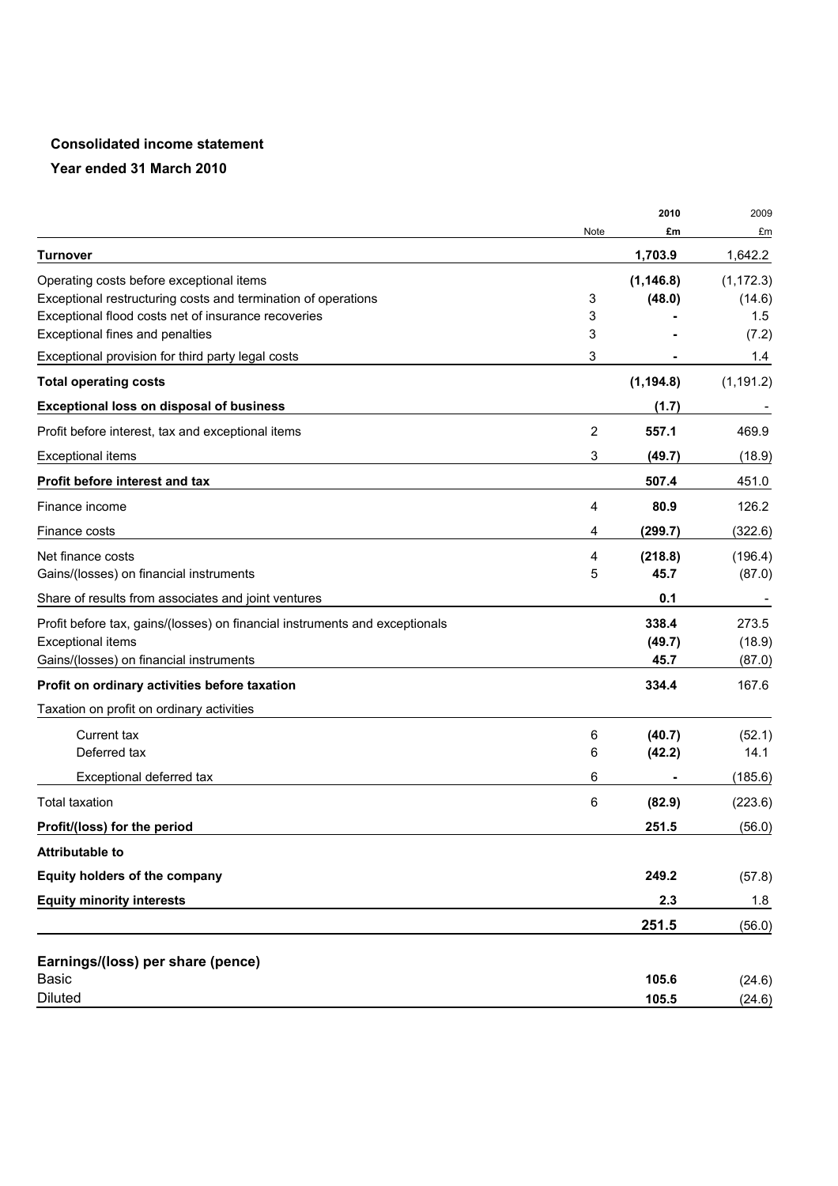## Consolidated income statement

### Year ended 31 March 2010

| | Note | 2010 £m | 2009 £m |
|---|---|---|---|
| **Turnover** | | **1,703.9** | 1,642.2 |
| Operating costs before exceptional items | | **(1,146.8)** | (1,172.3) |
| Exceptional restructuring costs and termination of operations | 3 | **(48.0)** | (14.6) |
| Exceptional flood costs net of insurance recoveries | 3 | **-** | 1.5 |
| Exceptional fines and penalties | 3 | **-** | (7.2) |
| Exceptional provision for third party legal costs | 3 | **-** | 1.4 |
| **Total operating costs** | | **(1,194.8)** | (1,191.2) |
| **Exceptional loss on disposal of business** | | **(1.7)** | - |
| Profit before interest, tax and exceptional items | 2 | **557.1** | 469.9 |
| Exceptional items | 3 | **(49.7)** | (18.9) |
| **Profit before interest and tax** | | **507.4** | 451.0 |
| Finance income | 4 | **80.9** | 126.2 |
| Finance costs | 4 | **(299.7)** | (322.6) |
| Net finance costs | 4 | **(218.8)** | (196.4) |
| Gains/(losses) on financial instruments | 5 | **45.7** | (87.0) |
| Share of results from associates and joint ventures | | **0.1** | - |
| Profit before tax, gains/(losses) on financial instruments and exceptionals | | **338.4** | 273.5 |
| Exceptional items | | **(49.7)** | (18.9) |
| Gains/(losses) on financial instruments | | **45.7** | (87.0) |
| **Profit on ordinary activities before taxation** | | **334.4** | 167.6 |
| Taxation on profit on ordinary activities | | | |
| Current tax | 6 | **(40.7)** | (52.1) |
| Deferred tax | 6 | **(42.2)** | 14.1 |
| Exceptional deferred tax | 6 | **-** | (185.6) |
| Total taxation | 6 | **(82.9)** | (223.6) |
| **Profit/(loss) for the period** | | **251.5** | (56.0) |
| **Attributable to** | | | |
| **Equity holders of the company** | | **249.2** | (57.8) |
| **Equity minority interests** | | **2.3** | 1.8 |
| | | **251.5** | (56.0) |
| **Earnings/(loss) per share (pence)** | | | |
| Basic | | **105.6** | (24.6) |
| Diluted | | **105.5** | (24.6) |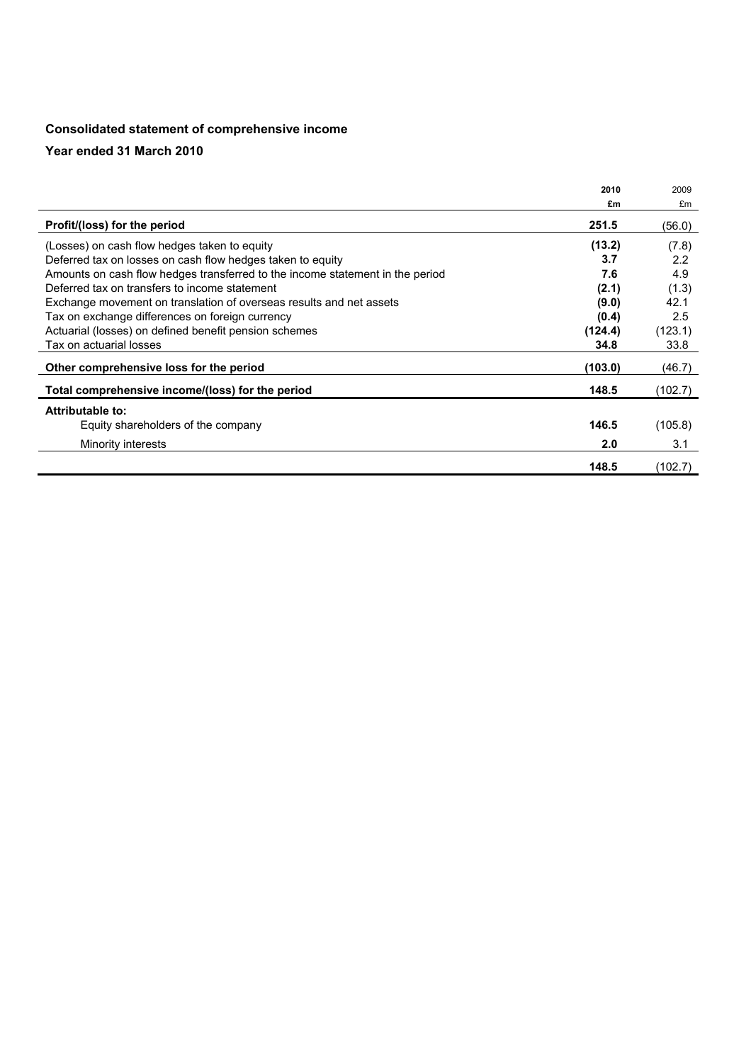## Consolidated statement of comprehensive income

### Year ended 31 March 2010

| | 2010 £m | 2009 £m |
|---|---|---|
| **Profit/(loss) for the period** | **251.5** | (56.0) |
| (Losses) on cash flow hedges taken to equity | **(13.2)** | (7.8) |
| Deferred tax on losses on cash flow hedges taken to equity | **3.7** | 2.2 |
| Amounts on cash flow hedges transferred to the income statement in the period | **7.6** | 4.9 |
| Deferred tax on transfers to income statement | **(2.1)** | (1.3) |
| Exchange movement on translation of overseas results and net assets | **(9.0)** | 42.1 |
| Tax on exchange differences on foreign currency | **(0.4)** | 2.5 |
| Actuarial (losses) on defined benefit pension schemes | **(124.4)** | (123.1) |
| Tax on actuarial losses | **34.8** | 33.8 |
| **Other comprehensive loss for the period** | **(103.0)** | (46.7) |
| **Total comprehensive income/(loss) for the period** | **148.5** | (102.7) |
| **Attributable to:** | | |
| Equity shareholders of the company | **146.5** | (105.8) |
| Minority interests | **2.0** | 3.1 |
| | **148.5** | (102.7) |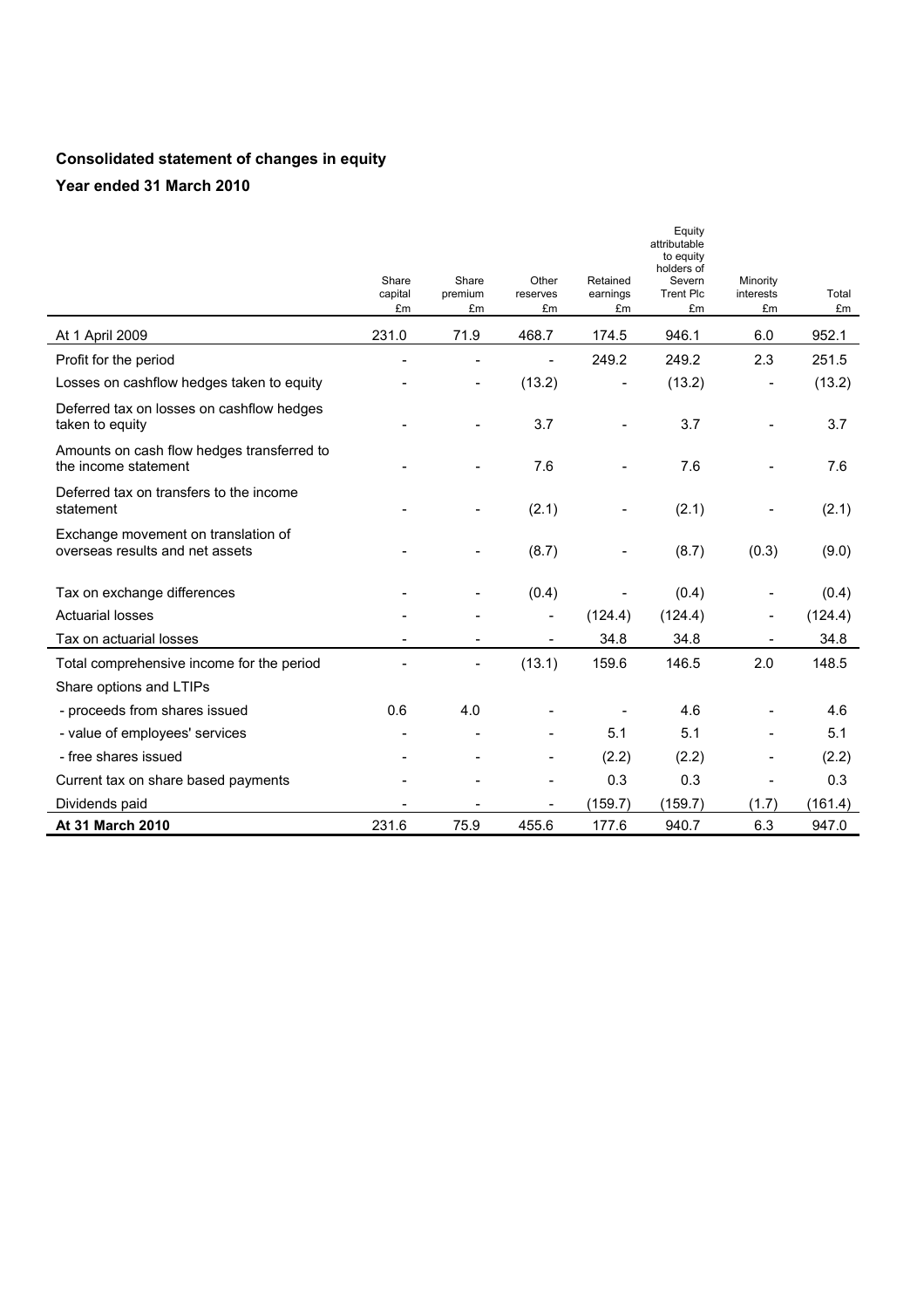## Consolidated statement of changes in equity

### Year ended 31 March 2010

| | Share capital £m | Share premium £m | Other reserves £m | Retained earnings £m | Equity attributable to equity holders of Severn Trent Plc £m | Minority interests £m | Total £m |
|---|---|---|---|---|---|---|---|
| At 1 April 2009 | 231.0 | 71.9 | 468.7 | 174.5 | 946.1 | 6.0 | 952.1 |
| Profit for the period | - | - | - | 249.2 | 249.2 | 2.3 | 251.5 |
| Losses on cashflow hedges taken to equity | - | - | (13.2) | - | (13.2) | - | (13.2) |
| Deferred tax on losses on cashflow hedges taken to equity | - | - | 3.7 | - | 3.7 | - | 3.7 |
| Amounts on cash flow hedges transferred to the income statement | - | - | 7.6 | - | 7.6 | - | 7.6 |
| Deferred tax on transfers to the income statement | - | - | (2.1) | - | (2.1) | - | (2.1) |
| Exchange movement on translation of overseas results and net assets | - | - | (8.7) | - | (8.7) | (0.3) | (9.0) |
| Tax on exchange differences | - | - | (0.4) | - | (0.4) | - | (0.4) |
| Actuarial losses | - | - | - | (124.4) | (124.4) | - | (124.4) |
| Tax on actuarial losses | - | - | - | 34.8 | 34.8 | - | 34.8 |
| Total comprehensive income for the period | - | - | (13.1) | 159.6 | 146.5 | 2.0 | 148.5 |
| Share options and LTIPs | | | | | | | |
| - proceeds from shares issued | 0.6 | 4.0 | - | - | 4.6 | - | 4.6 |
| - value of employees' services | - | - | - | 5.1 | 5.1 | - | 5.1 |
| - free shares issued | - | - | - | (2.2) | (2.2) | - | (2.2) |
| Current tax on share based payments | - | - | - | 0.3 | 0.3 | - | 0.3 |
| Dividends paid | - | - | - | (159.7) | (159.7) | (1.7) | (161.4) |
| **At 31 March 2010** | 231.6 | 75.9 | 455.6 | 177.6 | 940.7 | 6.3 | 947.0 |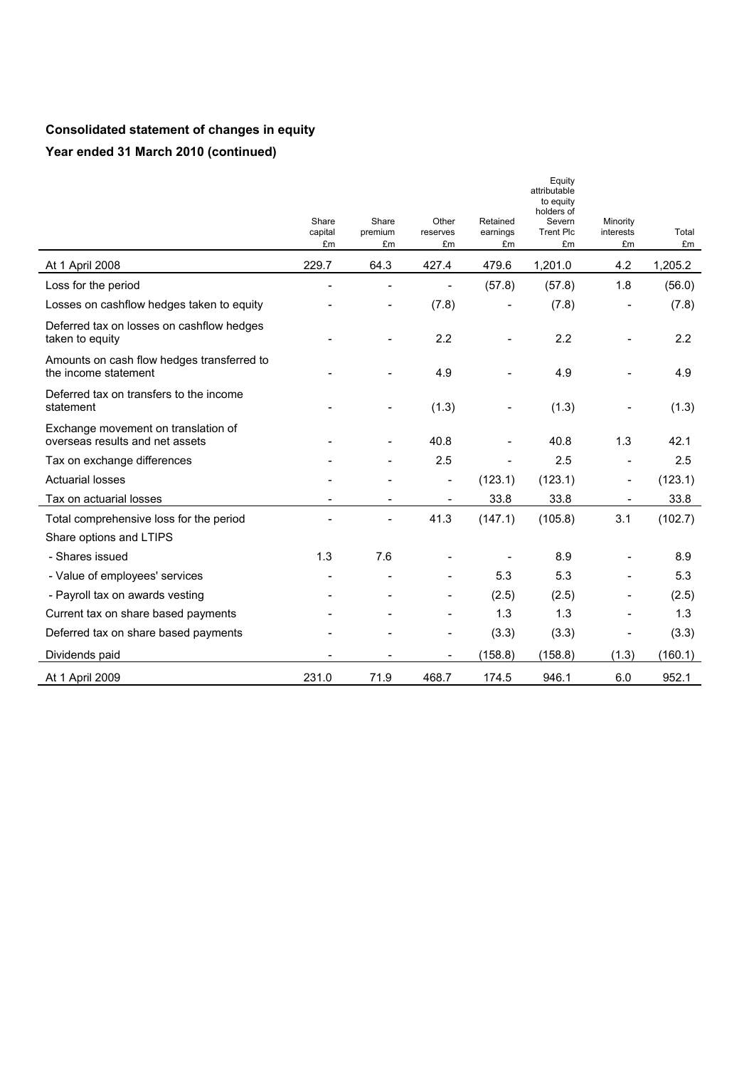**Consolidated statement of changes in equity**

**Year ended 31 March 2010 (continued)**

| | Share capital £m | Share premium £m | Other reserves £m | Retained earnings £m | Equity attributable to equity holders of Severn Trent Plc £m | Minority interests £m | Total £m |
|---|---|---|---|---|---|---|---|
| At 1 April 2008 | 229.7 | 64.3 | 427.4 | 479.6 | 1,201.0 | 4.2 | 1,205.2 |
| Loss for the period | - | - | - | (57.8) | (57.8) | 1.8 | (56.0) |
| Losses on cashflow hedges taken to equity | - | - | (7.8) | - | (7.8) | - | (7.8) |
| Deferred tax on losses on cashflow hedges taken to equity | - | - | 2.2 | - | 2.2 | - | 2.2 |
| Amounts on cash flow hedges transferred to the income statement | - | - | 4.9 | - | 4.9 | - | 4.9 |
| Deferred tax on transfers to the income statement | - | - | (1.3) | - | (1.3) | - | (1.3) |
| Exchange movement on translation of overseas results and net assets | - | - | 40.8 | - | 40.8 | 1.3 | 42.1 |
| Tax on exchange differences | - | - | 2.5 | - | 2.5 | - | 2.5 |
| Actuarial losses | - | - | - | (123.1) | (123.1) | - | (123.1) |
| Tax on actuarial losses | - | - | - | 33.8 | 33.8 | - | 33.8 |
| Total comprehensive loss for the period | - | - | 41.3 | (147.1) | (105.8) | 3.1 | (102.7) |
| Share options and LTIPS | | | | | | | |
| - Shares issued | 1.3 | 7.6 | - | - | 8.9 | - | 8.9 |
| - Value of employees' services | - | - | - | 5.3 | 5.3 | - | 5.3 |
| - Payroll tax on awards vesting | - | - | - | (2.5) | (2.5) | - | (2.5) |
| Current tax on share based payments | - | - | - | 1.3 | 1.3 | - | 1.3 |
| Deferred tax on share based payments | - | - | - | (3.3) | (3.3) | - | (3.3) |
| Dividends paid | - | - | - | (158.8) | (158.8) | (1.3) | (160.1) |
| At 1 April 2009 | 231.0 | 71.9 | 468.7 | 174.5 | 946.1 | 6.0 | 952.1 |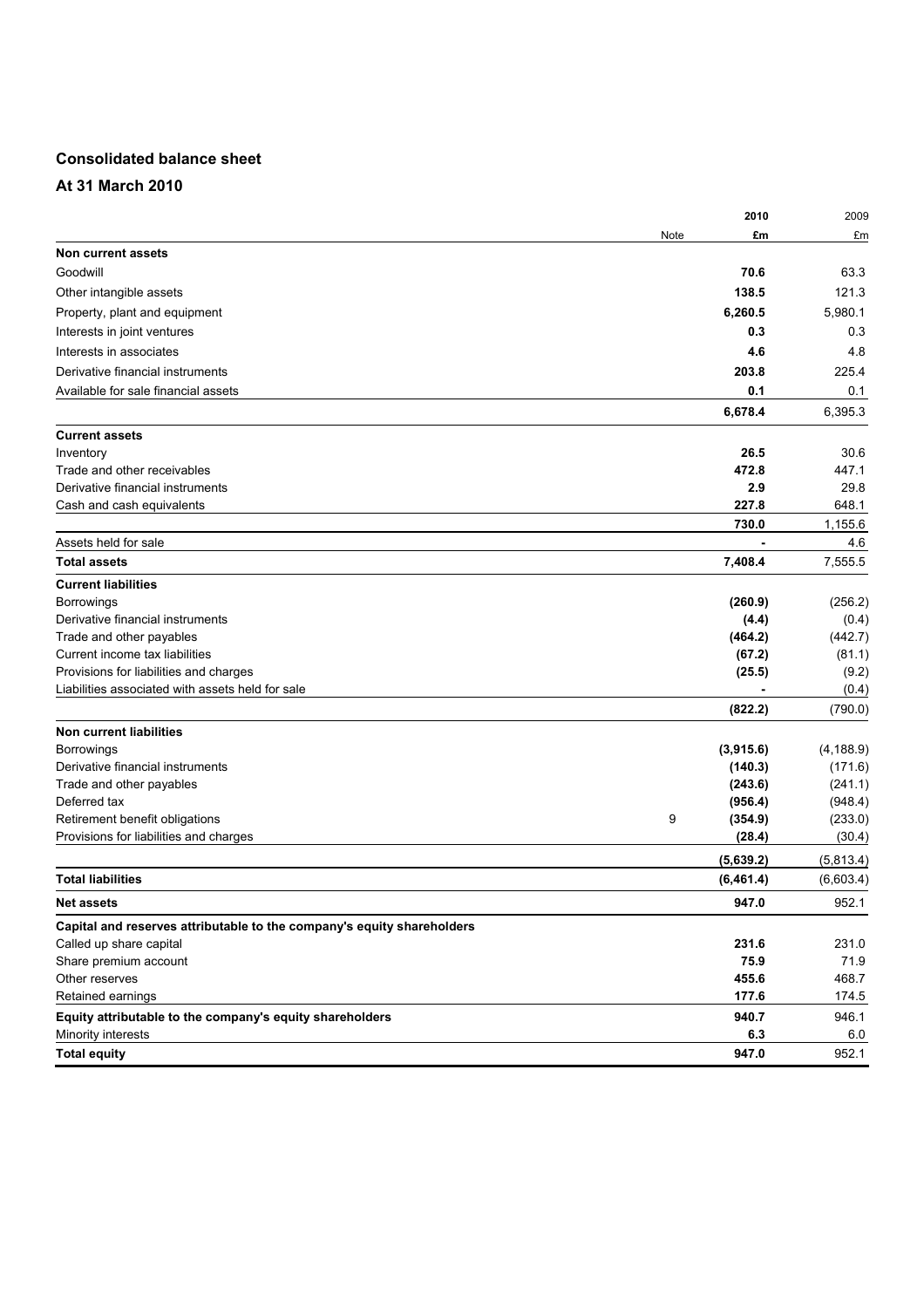## Consolidated balance sheet

### At 31 March 2010

| | Note | 2010 £m | 2009 £m |
|---|---|---|---|
| **Non current assets** | | | |
| Goodwill | | **70.6** | 63.3 |
| Other intangible assets | | **138.5** | 121.3 |
| Property, plant and equipment | | **6,260.5** | 5,980.1 |
| Interests in joint ventures | | **0.3** | 0.3 |
| Interests in associates | | **4.6** | 4.8 |
| Derivative financial instruments | | **203.8** | 225.4 |
| Available for sale financial assets | | **0.1** | 0.1 |
| | | **6,678.4** | 6,395.3 |
| **Current assets** | | | |
| Inventory | | **26.5** | 30.6 |
| Trade and other receivables | | **472.8** | 447.1 |
| Derivative financial instruments | | **2.9** | 29.8 |
| Cash and cash equivalents | | **227.8** | 648.1 |
| | | **730.0** | 1,155.6 |
| Assets held for sale | | **-** | 4.6 |
| **Total assets** | | **7,408.4** | 7,555.5 |
| **Current liabilities** | | | |
| Borrowings | | **(260.9)** | (256.2) |
| Derivative financial instruments | | **(4.4)** | (0.4) |
| Trade and other payables | | **(464.2)** | (442.7) |
| Current income tax liabilities | | **(67.2)** | (81.1) |
| Provisions for liabilities and charges | | **(25.5)** | (9.2) |
| Liabilities associated with assets held for sale | | **-** | (0.4) |
| | | **(822.2)** | (790.0) |
| **Non current liabilities** | | | |
| Borrowings | | **(3,915.6)** | (4,188.9) |
| Derivative financial instruments | | **(140.3)** | (171.6) |
| Trade and other payables | | **(243.6)** | (241.1) |
| Deferred tax | | **(956.4)** | (948.4) |
| Retirement benefit obligations | 9 | **(354.9)** | (233.0) |
| Provisions for liabilities and charges | | **(28.4)** | (30.4) |
| | | **(5,639.2)** | (5,813.4) |
| **Total liabilities** | | **(6,461.4)** | (6,603.4) |
| **Net assets** | | **947.0** | 952.1 |
| **Capital and reserves attributable to the company's equity shareholders** | | | |
| Called up share capital | | **231.6** | 231.0 |
| Share premium account | | **75.9** | 71.9 |
| Other reserves | | **455.6** | 468.7 |
| Retained earnings | | **177.6** | 174.5 |
| **Equity attributable to the company's equity shareholders** | | **940.7** | 946.1 |
| Minority interests | | **6.3** | 6.0 |
| **Total equity** | | **947.0** | 952.1 |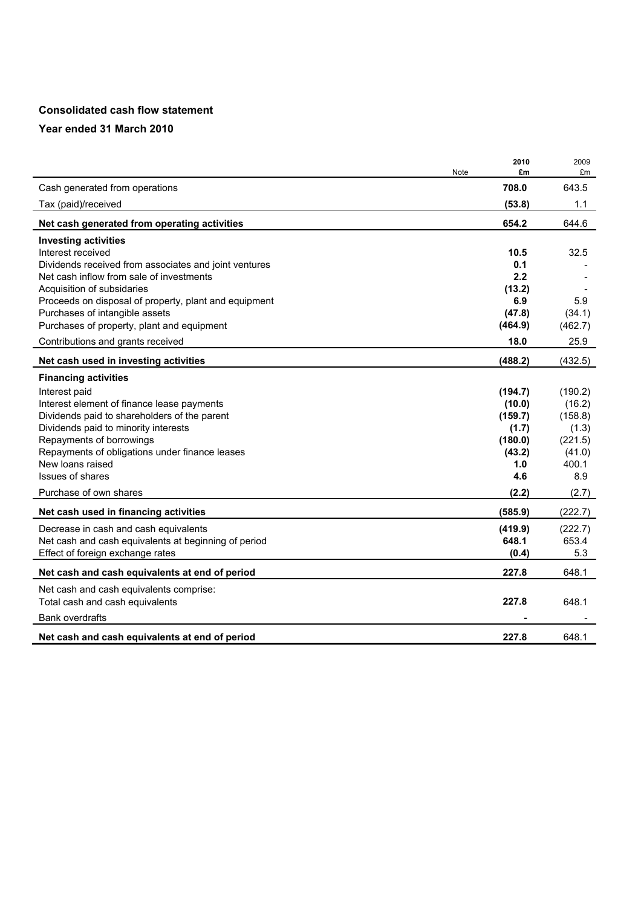**Consolidated cash flow statement**

**Year ended 31 March 2010**

| | Note | **2010 £m** | 2009 £m |
|---|---|---|---|
| Cash generated from operations | | **708.0** | 643.5 |
| Tax (paid)/received | | **(53.8)** | 1.1 |
| **Net cash generated from operating activities** | | **654.2** | 644.6 |
| **Investing activities** | | | |
| Interest received | | **10.5** | 32.5 |
| Dividends received from associates and joint ventures | | **0.1** | - |
| Net cash inflow from sale of investments | | **2.2** | - |
| Acquisition of subsidaries | | **(13.2)** | - |
| Proceeds on disposal of property, plant and equipment | | **6.9** | 5.9 |
| Purchases of intangible assets | | **(47.8)** | (34.1) |
| Purchases of property, plant and equipment | | **(464.9)** | (462.7) |
| Contributions and grants received | | **18.0** | 25.9 |
| **Net cash used in investing activities** | | **(488.2)** | (432.5) |
| **Financing activities** | | | |
| Interest paid | | **(194.7)** | (190.2) |
| Interest element of finance lease payments | | **(10.0)** | (16.2) |
| Dividends paid to shareholders of the parent | | **(159.7)** | (158.8) |
| Dividends paid to minority interests | | **(1.7)** | (1.3) |
| Repayments of borrowings | | **(180.0)** | (221.5) |
| Repayments of obligations under finance leases | | **(43.2)** | (41.0) |
| New loans raised | | **1.0** | 400.1 |
| Issues of shares | | **4.6** | 8.9 |
| Purchase of own shares | | **(2.2)** | (2.7) |
| **Net cash used in financing activities** | | **(585.9)** | (222.7) |
| Decrease in cash and cash equivalents | | **(419.9)** | (222.7) |
| Net cash and cash equivalents at beginning of period | | **648.1** | 653.4 |
| Effect of foreign exchange rates | | **(0.4)** | 5.3 |
| **Net cash and cash equivalents at end of period** | | **227.8** | 648.1 |
| Net cash and cash equivalents comprise: | | | |
| Total cash and cash equivalents | | **227.8** | 648.1 |
| Bank overdrafts | | **-** | - |
| **Net cash and cash equivalents at end of period** | | **227.8** | 648.1 |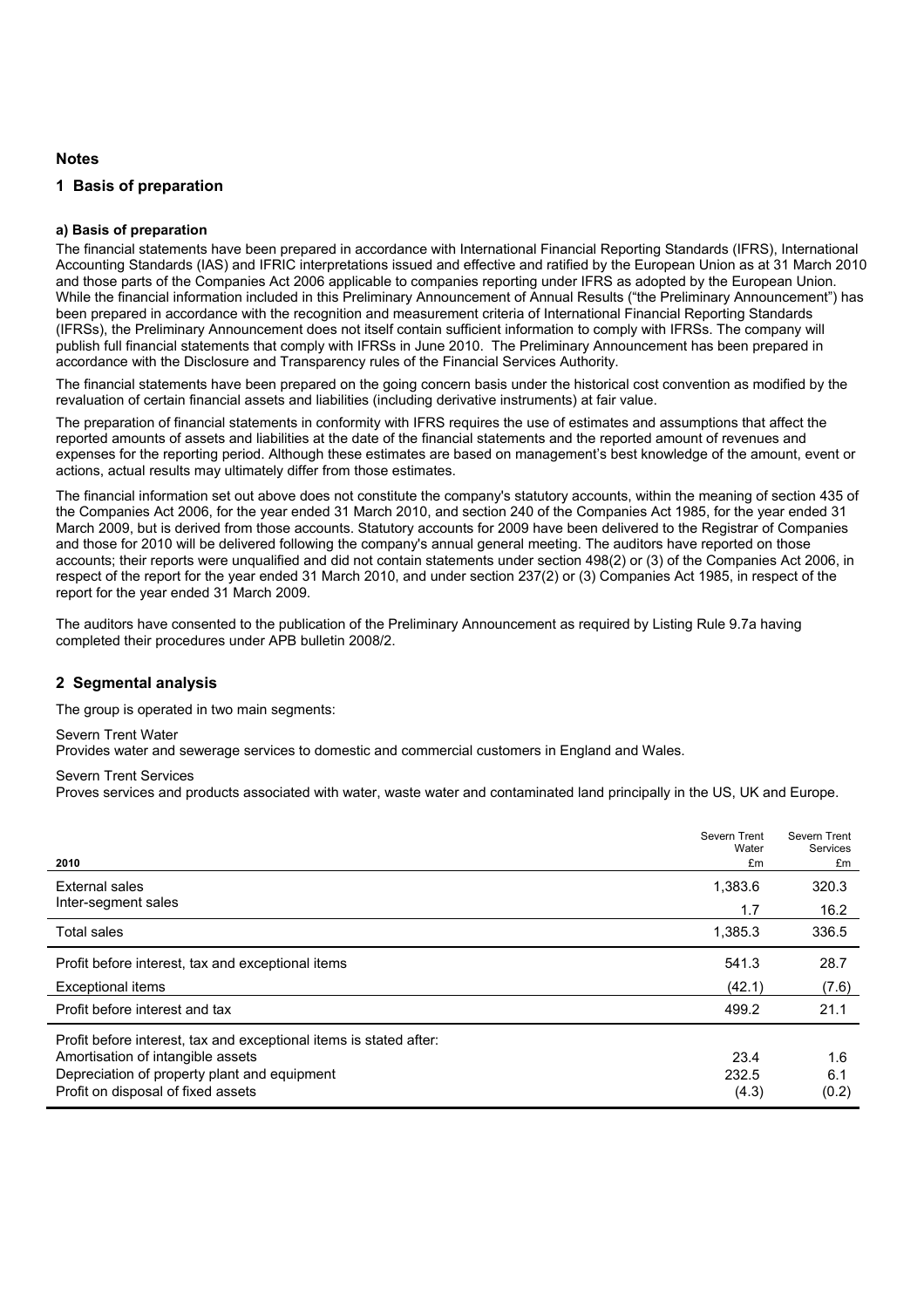## Notes

### 1 Basis of preparation

#### a) Basis of preparation

The financial statements have been prepared in accordance with International Financial Reporting Standards (IFRS), International Accounting Standards (IAS) and IFRIC interpretations issued and effective and ratified by the European Union as at 31 March 2010 and those parts of the Companies Act 2006 applicable to companies reporting under IFRS as adopted by the European Union. While the financial information included in this Preliminary Announcement of Annual Results ("the Preliminary Announcement") has been prepared in accordance with the recognition and measurement criteria of International Financial Reporting Standards (IFRSs), the Preliminary Announcement does not itself contain sufficient information to comply with IFRSs. The company will publish full financial statements that comply with IFRSs in June 2010. The Preliminary Announcement has been prepared in accordance with the Disclosure and Transparency rules of the Financial Services Authority.

The financial statements have been prepared on the going concern basis under the historical cost convention as modified by the revaluation of certain financial assets and liabilities (including derivative instruments) at fair value.

The preparation of financial statements in conformity with IFRS requires the use of estimates and assumptions that affect the reported amounts of assets and liabilities at the date of the financial statements and the reported amount of revenues and expenses for the reporting period. Although these estimates are based on management's best knowledge of the amount, event or actions, actual results may ultimately differ from those estimates.

The financial information set out above does not constitute the company's statutory accounts, within the meaning of section 435 of the Companies Act 2006, for the year ended 31 March 2010, and section 240 of the Companies Act 1985, for the year ended 31 March 2009, but is derived from those accounts. Statutory accounts for 2009 have been delivered to the Registrar of Companies and those for 2010 will be delivered following the company's annual general meeting. The auditors have reported on those accounts; their reports were unqualified and did not contain statements under section 498(2) or (3) of the Companies Act 2006, in respect of the report for the year ended 31 March 2010, and under section 237(2) or (3) Companies Act 1985, in respect of the report for the year ended 31 March 2009.

The auditors have consented to the publication of the Preliminary Announcement as required by Listing Rule 9.7a having completed their procedures under APB bulletin 2008/2.

### 2 Segmental analysis

The group is operated in two main segments:

Severn Trent Water
Provides water and sewerage services to domestic and commercial customers in England and Wales.

Severn Trent Services
Proves services and products associated with water, waste water and contaminated land principally in the US, UK and Europe.

| 2010 | Severn Trent Water £m | Severn Trent Services £m |
|---|---|---|
| External sales | 1,383.6 | 320.3 |
| Inter-segment sales | 1.7 | 16.2 |
| Total sales | 1,385.3 | 336.5 |
| Profit before interest, tax and exceptional items | 541.3 | 28.7 |
| Exceptional items | (42.1) | (7.6) |
| Profit before interest and tax | 499.2 | 21.1 |
| Profit before interest, tax and exceptional items is stated after: | | |
| Amortisation of intangible assets | 23.4 | 1.6 |
| Depreciation of property plant and equipment | 232.5 | 6.1 |
| Profit on disposal of fixed assets | (4.3) | (0.2) |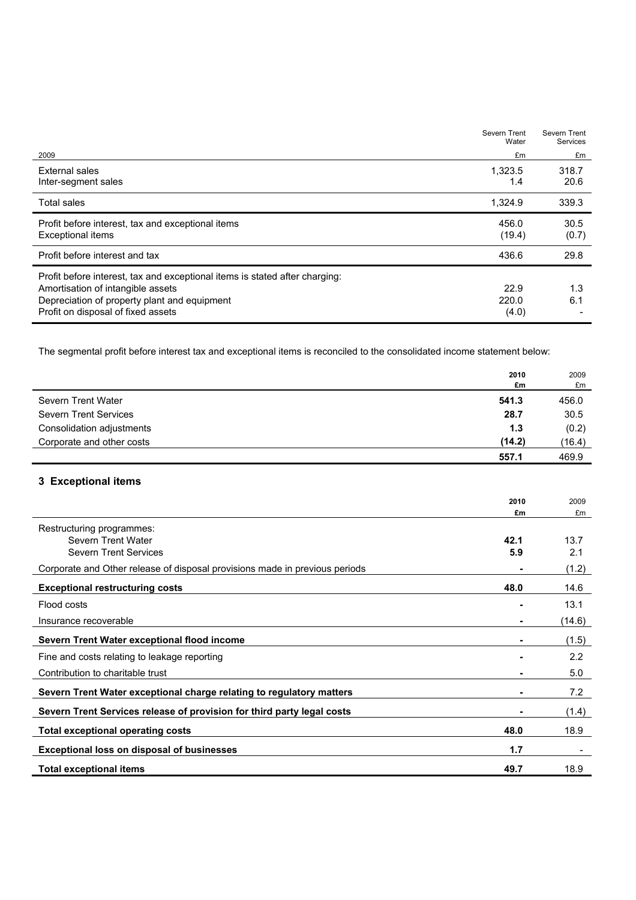| 2009 | Severn Trent Water £m | Severn Trent Services £m |
|---|---|---|
| External sales | 1,323.5 | 318.7 |
| Inter-segment sales | 1.4 | 20.6 |
| Total sales | 1,324.9 | 339.3 |
| Profit before interest, tax and exceptional items | 456.0 | 30.5 |
| Exceptional items | (19.4) | (0.7) |
| Profit before interest and tax | 436.6 | 29.8 |
| Profit before interest, tax and exceptional items is stated after charging: | | |
| Amortisation of intangible assets | 22.9 | 1.3 |
| Depreciation of property plant and equipment | 220.0 | 6.1 |
| Profit on disposal of fixed assets | (4.0) | - |

The segmental profit before interest tax and exceptional items is reconciled to the consolidated income statement below:

| | **2010 £m** | 2009 £m |
|---|---|---|
| Severn Trent Water | **541.3** | 456.0 |
| Severn Trent Services | **28.7** | 30.5 |
| Consolidation adjustments | **1.3** | (0.2) |
| Corporate and other costs | **(14.2)** | (16.4) |
| | **557.1** | 469.9 |

## 3 Exceptional items

| | **2010 £m** | 2009 £m |
|---|---|---|
| Restructuring programmes: | | |
| Severn Trent Water | **42.1** | 13.7 |
| Severn Trent Services | **5.9** | 2.1 |
| Corporate and Other release of disposal provisions made in previous periods | **-** | (1.2) |
| **Exceptional restructuring costs** | **48.0** | 14.6 |
| Flood costs | **-** | 13.1 |
| Insurance recoverable | **-** | (14.6) |
| **Severn Trent Water exceptional flood income** | **-** | (1.5) |
| Fine and costs relating to leakage reporting | **-** | 2.2 |
| Contribution to charitable trust | **-** | 5.0 |
| **Severn Trent Water exceptional charge relating to regulatory matters** | **-** | 7.2 |
| **Severn Trent Services release of provision for third party legal costs** | **-** | (1.4) |
| **Total exceptional operating costs** | **48.0** | 18.9 |
| **Exceptional loss on disposal of businesses** | **1.7** | - |
| **Total exceptional items** | **49.7** | 18.9 |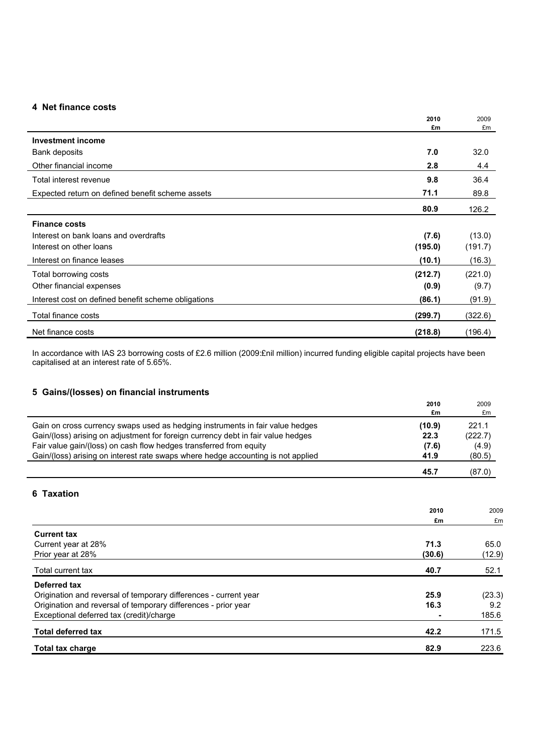## 4 Net finance costs

| | 2010 £m | 2009 £m |
|---|---|---|
| **Investment income** | | |
| Bank deposits | **7.0** | 32.0 |
| Other financial income | **2.8** | 4.4 |
| Total interest revenue | **9.8** | 36.4 |
| Expected return on defined benefit scheme assets | **71.1** | 89.8 |
| | **80.9** | 126.2 |
| **Finance costs** | | |
| Interest on bank loans and overdrafts | **(7.6)** | (13.0) |
| Interest on other loans | **(195.0)** | (191.7) |
| Interest on finance leases | **(10.1)** | (16.3) |
| Total borrowing costs | **(212.7)** | (221.0) |
| Other financial expenses | **(0.9)** | (9.7) |
| Interest cost on defined benefit scheme obligations | **(86.1)** | (91.9) |
| Total finance costs | **(299.7)** | (322.6) |
| Net finance costs | **(218.8)** | (196.4) |

In accordance with IAS 23 borrowing costs of £2.6 million (2009:£nil million) incurred funding eligible capital projects have been capitalised at an interest rate of 5.65%.

## 5 Gains/(losses) on financial instruments

| | 2010 £m | 2009 £m |
|---|---|---|
| Gain on cross currency swaps used as hedging instruments in fair value hedges | **(10.9)** | 221.1 |
| Gain/(loss) arising on adjustment for foreign currency debt in fair value hedges | **22.3** | (222.7) |
| Fair value gain/(loss) on cash flow hedges transferred from equity | **(7.6)** | (4.9) |
| Gain/(loss) arising on interest rate swaps where hedge accounting is not applied | **41.9** | (80.5) |
| | **45.7** | (87.0) |

## 6 Taxation

| | 2010 £m | 2009 £m |
|---|---|---|
| **Current tax** | | |
| Current year at 28% | **71.3** | 65.0 |
| Prior year at 28% | **(30.6)** | (12.9) |
| Total current tax | **40.7** | 52.1 |
| **Deferred tax** | | |
| Origination and reversal of temporary differences - current year | **25.9** | (23.3) |
| Origination and reversal of temporary differences - prior year | **16.3** | 9.2 |
| Exceptional deferred tax (credit)/charge | **-** | 185.6 |
| **Total deferred tax** | **42.2** | 171.5 |
| **Total tax charge** | **82.9** | 223.6 |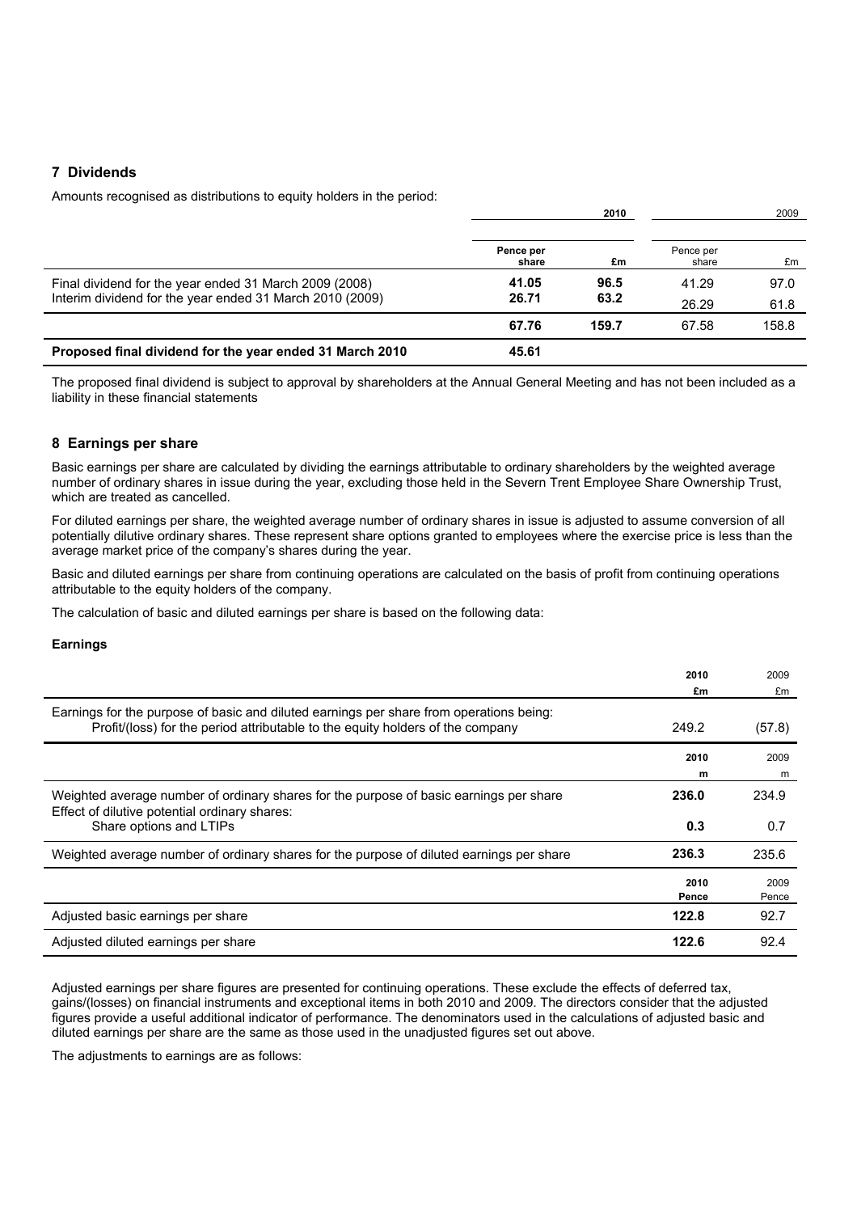## 7 Dividends

Amounts recognised as distributions to equity holders in the period:

| | 2010 | | 2009 | |
|---|---|---|---|---|
| | **Pence per share** | **£m** | Pence per share | £m |
| Final dividend for the year ended 31 March 2009 (2008) | **41.05** | **96.5** | 41.29 | 97.0 |
| Interim dividend for the year ended 31 March 2010 (2009) | **26.71** | **63.2** | 26.29 | 61.8 |
| | **67.76** | **159.7** | 67.58 | 158.8 |
| **Proposed final dividend for the year ended 31 March 2010** | **45.61** | | | |

The proposed final dividend is subject to approval by shareholders at the Annual General Meeting and has not been included as a liability in these financial statements

## 8 Earnings per share

Basic earnings per share are calculated by dividing the earnings attributable to ordinary shareholders by the weighted average number of ordinary shares in issue during the year, excluding those held in the Severn Trent Employee Share Ownership Trust, which are treated as cancelled.

For diluted earnings per share, the weighted average number of ordinary shares in issue is adjusted to assume conversion of all potentially dilutive ordinary shares. These represent share options granted to employees where the exercise price is less than the average market price of the company's shares during the year.

Basic and diluted earnings per share from continuing operations are calculated on the basis of profit from continuing operations attributable to the equity holders of the company.

The calculation of basic and diluted earnings per share is based on the following data:

**Earnings**

| | 2010 | 2009 |
|---|---|---|
| | **£m** | £m |
| Earnings for the purpose of basic and diluted earnings per share from operations being: Profit/(loss) for the period attributable to the equity holders of the company | 249.2 | (57.8) |

| | 2010 | 2009 |
|---|---|---|
| | **m** | m |
| Weighted average number of ordinary shares for the purpose of basic earnings per share | **236.0** | 234.9 |
| Effect of dilutive potential ordinary shares: | | |
| Share options and LTIPs | **0.3** | 0.7 |
| Weighted average number of ordinary shares for the purpose of diluted earnings per share | **236.3** | 235.6 |

| | 2010 | 2009 |
|---|---|---|
| | **Pence** | Pence |
| Adjusted basic earnings per share | **122.8** | 92.7 |
| Adjusted diluted earnings per share | **122.6** | 92.4 |

Adjusted earnings per share figures are presented for continuing operations. These exclude the effects of deferred tax, gains/(losses) on financial instruments and exceptional items in both 2010 and 2009. The directors consider that the adjusted figures provide a useful additional indicator of performance. The denominators used in the calculations of adjusted basic and diluted earnings per share are the same as those used in the unadjusted figures set out above.

The adjustments to earnings are as follows: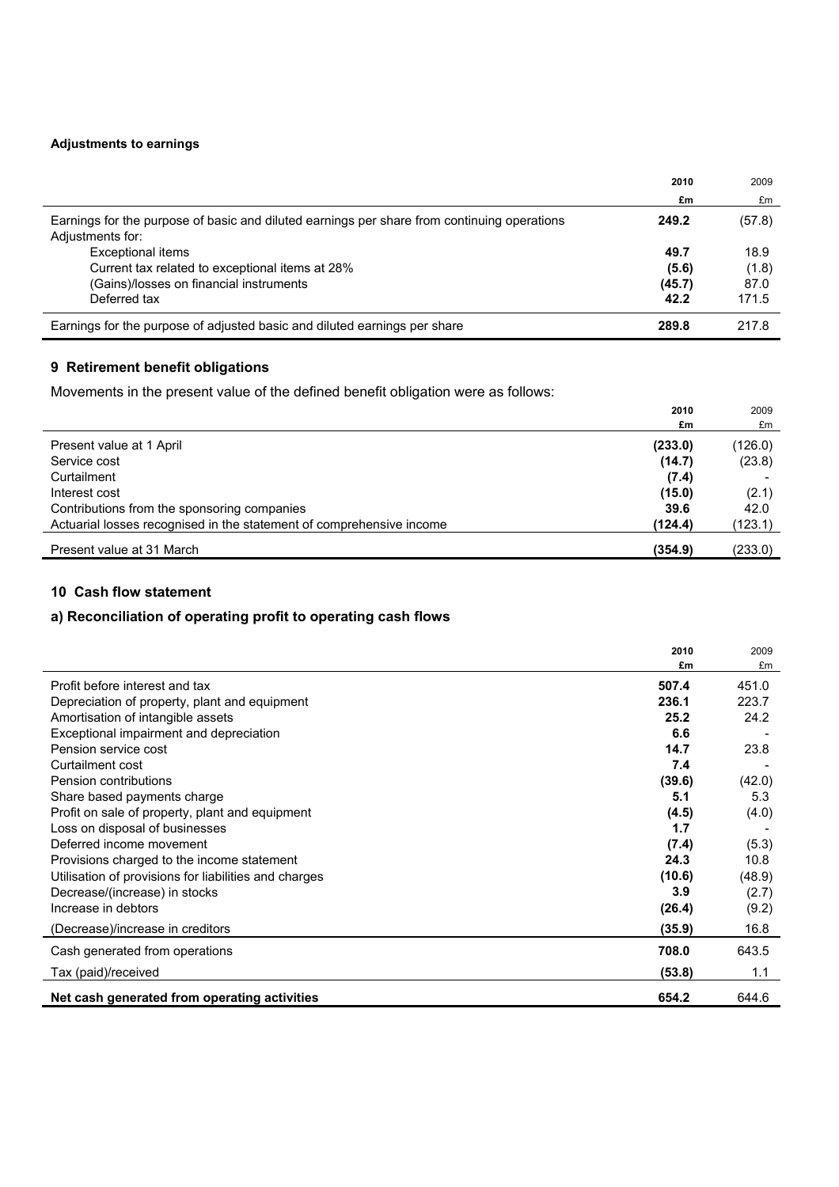**Adjustments to earnings**

| | 2010 | 2009 |
|---|---|---|
| | £m | £m |
| Earnings for the purpose of basic and diluted earnings per share from continuing operations | **249.2** | (57.8) |
| Adjustments for: | | |
| Exceptional items | **49.7** | 18.9 |
| Current tax related to exceptional items at 28% | **(5.6)** | (1.8) |
| (Gains)/losses on financial instruments | **(45.7)** | 87.0 |
| Deferred tax | **42.2** | 171.5 |
| Earnings for the purpose of adjusted basic and diluted earnings per share | **289.8** | 217.8 |

## 9 Retirement benefit obligations

Movements in the present value of the defined benefit obligation were as follows:

| | 2010 | 2009 |
|---|---|---|
| | £m | £m |
| Present value at 1 April | **(233.0)** | (126.0) |
| Service cost | **(14.7)** | (23.8) |
| Curtailment | **(7.4)** | - |
| Interest cost | **(15.0)** | (2.1) |
| Contributions from the sponsoring companies | **39.6** | 42.0 |
| Actuarial losses recognised in the statement of comprehensive income | **(124.4)** | (123.1) |
| Present value at 31 March | **(354.9)** | (233.0) |

## 10 Cash flow statement

### a) Reconciliation of operating profit to operating cash flows

| | 2010 | 2009 |
|---|---|---|
| | £m | £m |
| Profit before interest and tax | **507.4** | 451.0 |
| Depreciation of property, plant and equipment | **236.1** | 223.7 |
| Amortisation of intangible assets | **25.2** | 24.2 |
| Exceptional impairment and depreciation | **6.6** | - |
| Pension service cost | **14.7** | 23.8 |
| Curtailment cost | **7.4** | - |
| Pension contributions | **(39.6)** | (42.0) |
| Share based payments charge | **5.1** | 5.3 |
| Profit on sale of property, plant and equipment | **(4.5)** | (4.0) |
| Loss on disposal of businesses | **1.7** | - |
| Deferred income movement | **(7.4)** | (5.3) |
| Provisions charged to the income statement | **24.3** | 10.8 |
| Utilisation of provisions for liabilities and charges | **(10.6)** | (48.9) |
| Decrease/(increase) in stocks | **3.9** | (2.7) |
| Increase in debtors | **(26.4)** | (9.2) |
| (Decrease)/increase in creditors | **(35.9)** | 16.8 |
| Cash generated from operations | **708.0** | 643.5 |
| Tax (paid)/received | **(53.8)** | 1.1 |
| **Net cash generated from operating activities** | **654.2** | 644.6 |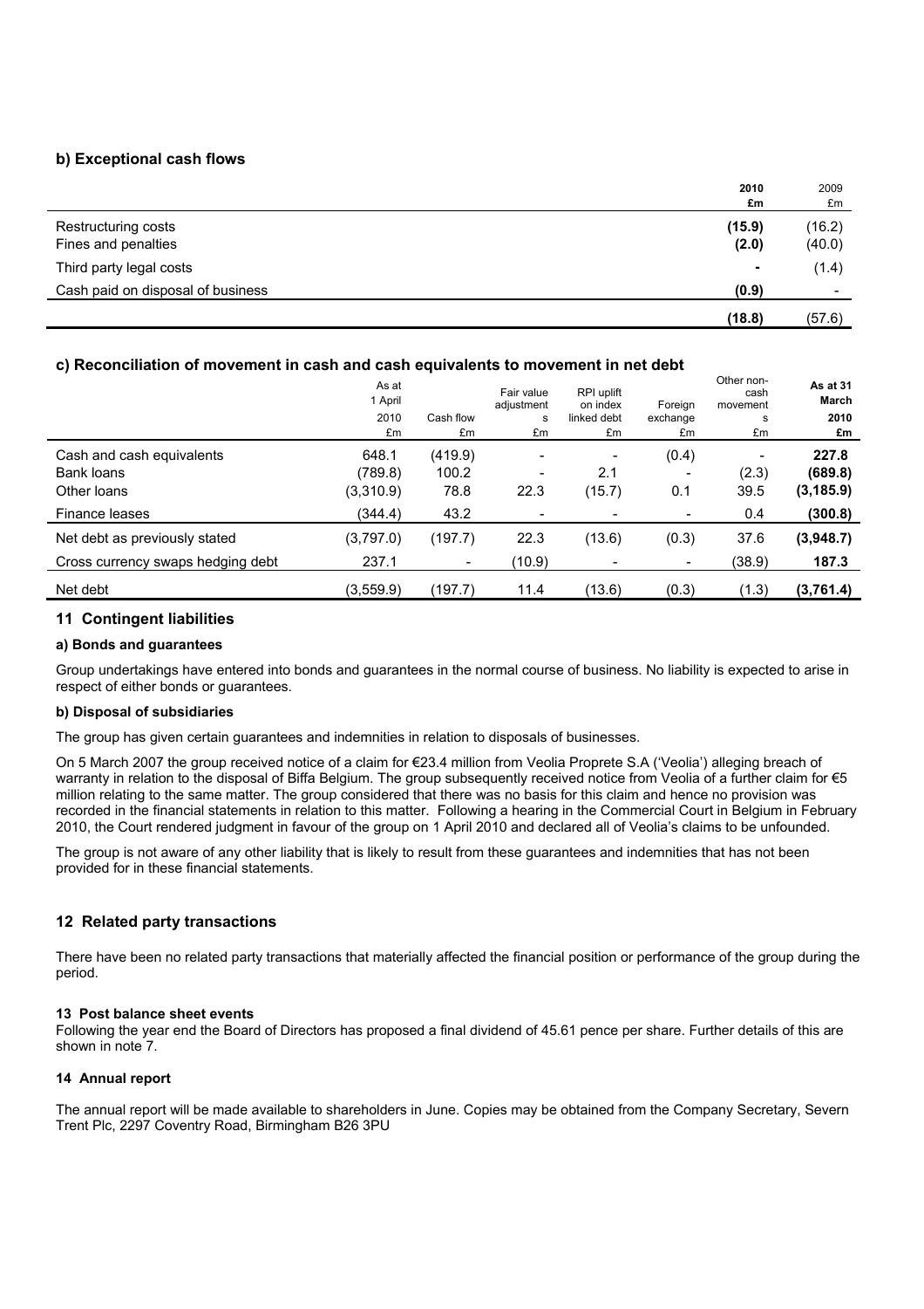## b) Exceptional cash flows

| | 2010 £m | 2009 £m |
|---|---|---|
| Restructuring costs | **(15.9)** | (16.2) |
| Fines and penalties | **(2.0)** | (40.0) |
| Third party legal costs | **-** | (1.4) |
| Cash paid on disposal of business | **(0.9)** | - |
| | **(18.8)** | (57.6) |

## c) Reconciliation of movement in cash and cash equivalents to movement in net debt

| | As at 1 April 2010 £m | Cash flow £m | Fair value adjustments £m | RPI uplift on index linked debt £m | Foreign exchange £m | Other non-cash movements £m | As at 31 March 2010 £m |
|---|---|---|---|---|---|---|---|
| Cash and cash equivalents | 648.1 | (419.9) | - | - | (0.4) | - | **227.8** |
| Bank loans | (789.8) | 100.2 | - | 2.1 | - | (2.3) | **(689.8)** |
| Other loans | (3,310.9) | 78.8 | 22.3 | (15.7) | 0.1 | 39.5 | **(3,185.9)** |
| Finance leases | (344.4) | 43.2 | - | - | - | 0.4 | **(300.8)** |
| Net debt as previously stated | (3,797.0) | (197.7) | 22.3 | (13.6) | (0.3) | 37.6 | **(3,948.7)** |
| Cross currency swaps hedging debt | 237.1 | - | (10.9) | - | - | (38.9) | **187.3** |
| Net debt | (3,559.9) | (197.7) | 11.4 | (13.6) | (0.3) | (1.3) | **(3,761.4)** |

## 11 Contingent liabilities

### a) Bonds and guarantees

Group undertakings have entered into bonds and guarantees in the normal course of business. No liability is expected to arise in respect of either bonds or guarantees.

### b) Disposal of subsidiaries

The group has given certain guarantees and indemnities in relation to disposals of businesses.

On 5 March 2007 the group received notice of a claim for €23.4 million from Veolia Proprete S.A ('Veolia') alleging breach of warranty in relation to the disposal of Biffa Belgium. The group subsequently received notice from Veolia of a further claim for €5 million relating to the same matter. The group considered that there was no basis for this claim and hence no provision was recorded in the financial statements in relation to this matter. Following a hearing in the Commercial Court in Belgium in February 2010, the Court rendered judgment in favour of the group on 1 April 2010 and declared all of Veolia's claims to be unfounded.

The group is not aware of any other liability that is likely to result from these guarantees and indemnities that has not been provided for in these financial statements.

## 12 Related party transactions

There have been no related party transactions that materially affected the financial position or performance of the group during the period.

### 13 Post balance sheet events

Following the year end the Board of Directors has proposed a final dividend of 45.61 pence per share. Further details of this are shown in note 7.

### 14 Annual report

The annual report will be made available to shareholders in June. Copies may be obtained from the Company Secretary, Severn Trent Plc, 2297 Coventry Road, Birmingham B26 3PU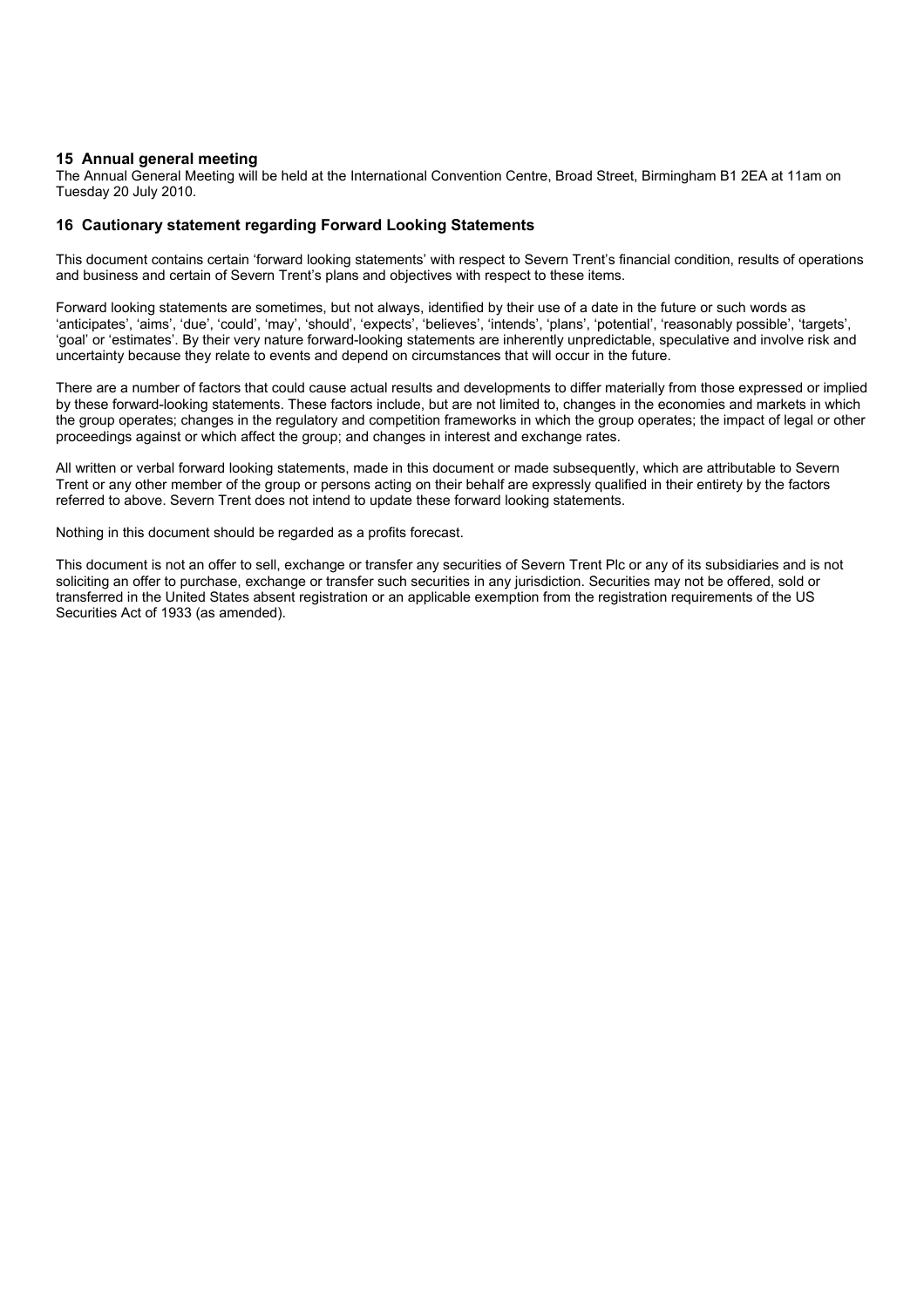## 15 Annual general meeting

The Annual General Meeting will be held at the International Convention Centre, Broad Street, Birmingham B1 2EA at 11am on Tuesday 20 July 2010.

## 16 Cautionary statement regarding Forward Looking Statements

This document contains certain 'forward looking statements' with respect to Severn Trent's financial condition, results of operations and business and certain of Severn Trent's plans and objectives with respect to these items.

Forward looking statements are sometimes, but not always, identified by their use of a date in the future or such words as 'anticipates', 'aims', 'due', 'could', 'may', 'should', 'expects', 'believes', 'intends', 'plans', 'potential', 'reasonably possible', 'targets', 'goal' or 'estimates'. By their very nature forward-looking statements are inherently unpredictable, speculative and involve risk and uncertainty because they relate to events and depend on circumstances that will occur in the future.

There are a number of factors that could cause actual results and developments to differ materially from those expressed or implied by these forward-looking statements. These factors include, but are not limited to, changes in the economies and markets in which the group operates; changes in the regulatory and competition frameworks in which the group operates; the impact of legal or other proceedings against or which affect the group; and changes in interest and exchange rates.

All written or verbal forward looking statements, made in this document or made subsequently, which are attributable to Severn Trent or any other member of the group or persons acting on their behalf are expressly qualified in their entirety by the factors referred to above. Severn Trent does not intend to update these forward looking statements.

Nothing in this document should be regarded as a profits forecast.

This document is not an offer to sell, exchange or transfer any securities of Severn Trent Plc or any of its subsidiaries and is not soliciting an offer to purchase, exchange or transfer such securities in any jurisdiction. Securities may not be offered, sold or transferred in the United States absent registration or an applicable exemption from the registration requirements of the US Securities Act of 1933 (as amended).